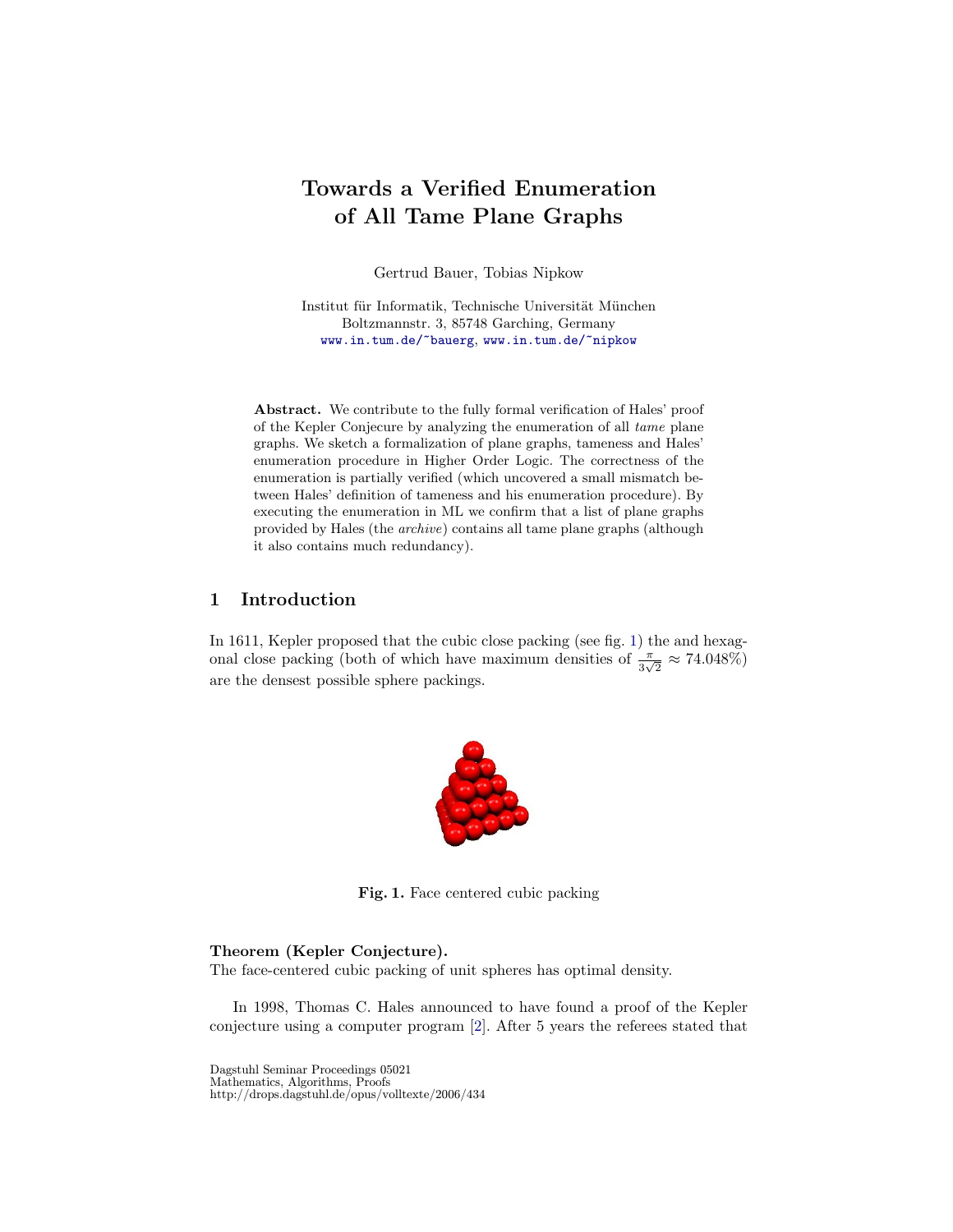# Towards a Verified Enumeration of All Tame Plane Graphs

Gertrud Bauer, Tobias Nipkow

Institut für Informatik, Technische Universität München
Boltzmannstr. 3, 85748 Garching, Germany
www.in.tum.de/~bauerg, www.in.tum.de/~nipkow

**Abstract.** We contribute to the fully formal verification of Hales' proof of the Kepler Conjecure by analyzing the enumeration of all *tame* plane graphs. We sketch a formalization of plane graphs, tameness and Hales' enumeration procedure in Higher Order Logic. The correctness of the enumeration is partially verified (which uncovered a small mismatch between Hales' definition of tameness and his enumeration procedure). By executing the enumeration in ML we confirm that a list of plane graphs provided by Hales (the *archive*) contains all tame plane graphs (although it also contains much redundancy).

## 1 Introduction

In 1611, Kepler proposed that the cubic close packing (see fig. 1) the and hexagonal close packing (both of which have maximum densities of $\frac{\pi}{3\sqrt{2}} \approx 74.048\%$) are the densest possible sphere packings.

**Fig. 1.** Face centered cubic packing

**Theorem (Kepler Conjecture).**
The face-centered cubic packing of unit spheres has optimal density.

In 1998, Thomas C. Hales announced to have found a proof of the Kepler conjecture using a computer program [2]. After 5 years the referees stated that

Dagstuhl Seminar Proceedings 05021
Mathematics, Algorithms, Proofs
http://drops.dagstuhl.de/opus/volltexte/2006/434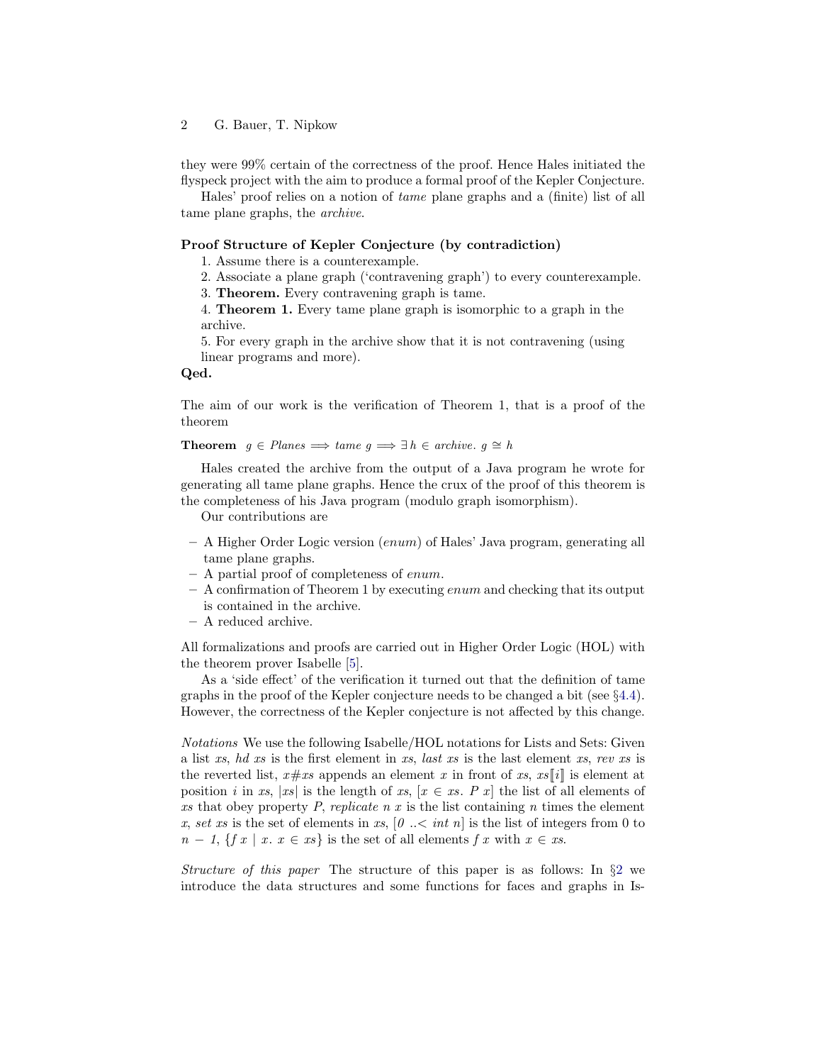they were 99% certain of the correctness of the proof. Hence Hales initiated the flyspeck project with the aim to produce a formal proof of the Kepler Conjecture.

Hales' proof relies on a notion of *tame* plane graphs and a (finite) list of all tame plane graphs, the *archive*.

**Proof Structure of Kepler Conjecture (by contradiction)**

1. Assume there is a counterexample.
2. Associate a plane graph ('contravening graph') to every counterexample.
3. **Theorem.** Every contravening graph is tame.
4. **Theorem 1.** Every tame plane graph is isomorphic to a graph in the archive.
5. For every graph in the archive show that it is not contravening (using linear programs and more).

**Qed.**

The aim of our work is the verification of Theorem 1, that is a proof of the theorem

**Theorem** $g \in \mathit{Planes} \Longrightarrow \mathit{tame}\ g \Longrightarrow \exists\, h \in \mathit{archive}.\ g \cong h$

Hales created the archive from the output of a Java program he wrote for generating all tame plane graphs. Hence the crux of the proof of this theorem is the completeness of his Java program (modulo graph isomorphism).

Our contributions are

- A Higher Order Logic version (*enum*) of Hales' Java program, generating all tame plane graphs.
- A partial proof of completeness of *enum*.
- A confirmation of Theorem 1 by executing *enum* and checking that its output is contained in the archive.
- A reduced archive.

All formalizations and proofs are carried out in Higher Order Logic (HOL) with the theorem prover Isabelle [5].

As a 'side effect' of the verification it turned out that the definition of tame graphs in the proof of the Kepler conjecture needs to be changed a bit (see §4.4). However, the correctness of the Kepler conjecture is not affected by this change.

*Notations* We use the following Isabelle/HOL notations for Lists and Sets: Given a list *xs*, *hd xs* is the first element in *xs*, *last xs* is the last element *xs*, *rev xs* is the reverted list, $x\#xs$ appends an element $x$ in front of *xs*, $xs[\![i]\!]$ is element at position $i$ in *xs*, $|xs|$ is the length of *xs*, $[x \in xs.\ P\ x]$ the list of all elements of *xs* that obey property $P$, *replicate* $n$ $x$ is the list containing $n$ times the element $x$, *set xs* is the set of elements in *xs*, $[0\ ..{<}\ \mathit{int}\ n]$ is the list of integers from 0 to $n-1$, $\{f\ x \mid x.\ x \in xs\}$ is the set of all elements $f\ x$ with $x \in xs$.

*Structure of this paper* The structure of this paper is as follows: In §2 we introduce the data structures and some functions for faces and graphs in Is-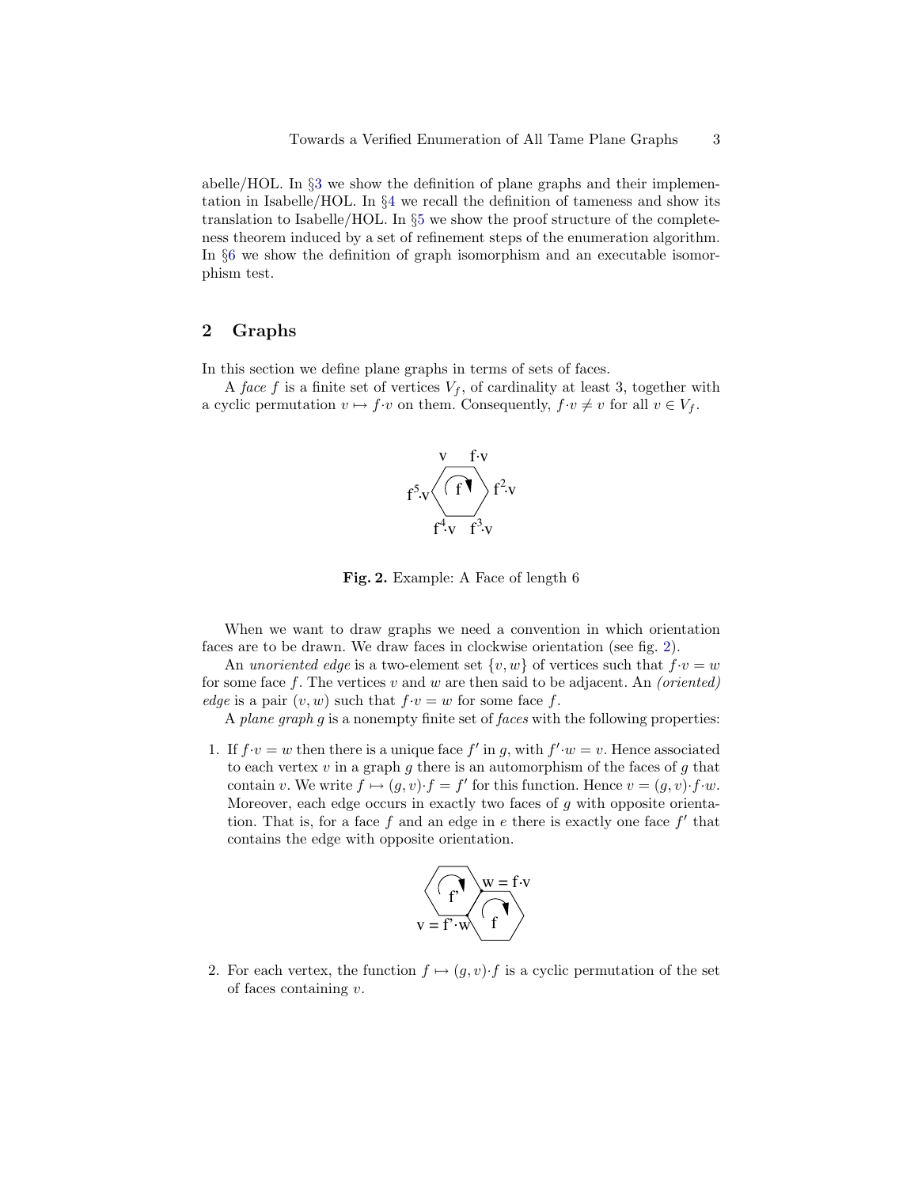abelle/HOL. In §3 we show the definition of plane graphs and their implementation in Isabelle/HOL. In §4 we recall the definition of tameness and show its translation to Isabelle/HOL. In §5 we show the proof structure of the completeness theorem induced by a set of refinement steps of the enumeration algorithm. In §6 we show the definition of graph isomorphism and an executable isomorphism test.

## 2 Graphs

In this section we define plane graphs in terms of sets of faces.

A *face* $f$ is a finite set of vertices $V_f$, of cardinality at least 3, together with a cyclic permutation $v \mapsto f{\cdot}v$ on them. Consequently, $f{\cdot}v \neq v$ for all $v \in V_f$.

**Fig. 2.** Example: A Face of length 6

When we want to draw graphs we need a convention in which orientation faces are to be drawn. We draw faces in clockwise orientation (see fig. 2).

An *unoriented edge* is a two-element set $\{v, w\}$ of vertices such that $f{\cdot}v = w$ for some face $f$. The vertices $v$ and $w$ are then said to be adjacent. An *(oriented) edge* is a pair $(v, w)$ such that $f{\cdot}v = w$ for some face $f$.

A *plane graph* $g$ is a nonempty finite set of *faces* with the following properties:

1. If $f{\cdot}v = w$ then there is a unique face $f'$ in $g$, with $f'{\cdot}w = v$. Hence associated to each vertex $v$ in a graph $g$ there is an automorphism of the faces of $g$ that contain $v$. We write $f \mapsto (g, v){\cdot}f = f'$ for this function. Hence $v = (g, v){\cdot}f{\cdot}w$. Moreover, each edge occurs in exactly two faces of $g$ with opposite orientation. That is, for a face $f$ and an edge in $e$ there is exactly one face $f'$ that contains the edge with opposite orientation.
2. For each vertex, the function $f \mapsto (g, v){\cdot}f$ is a cyclic permutation of the set of faces containing $v$.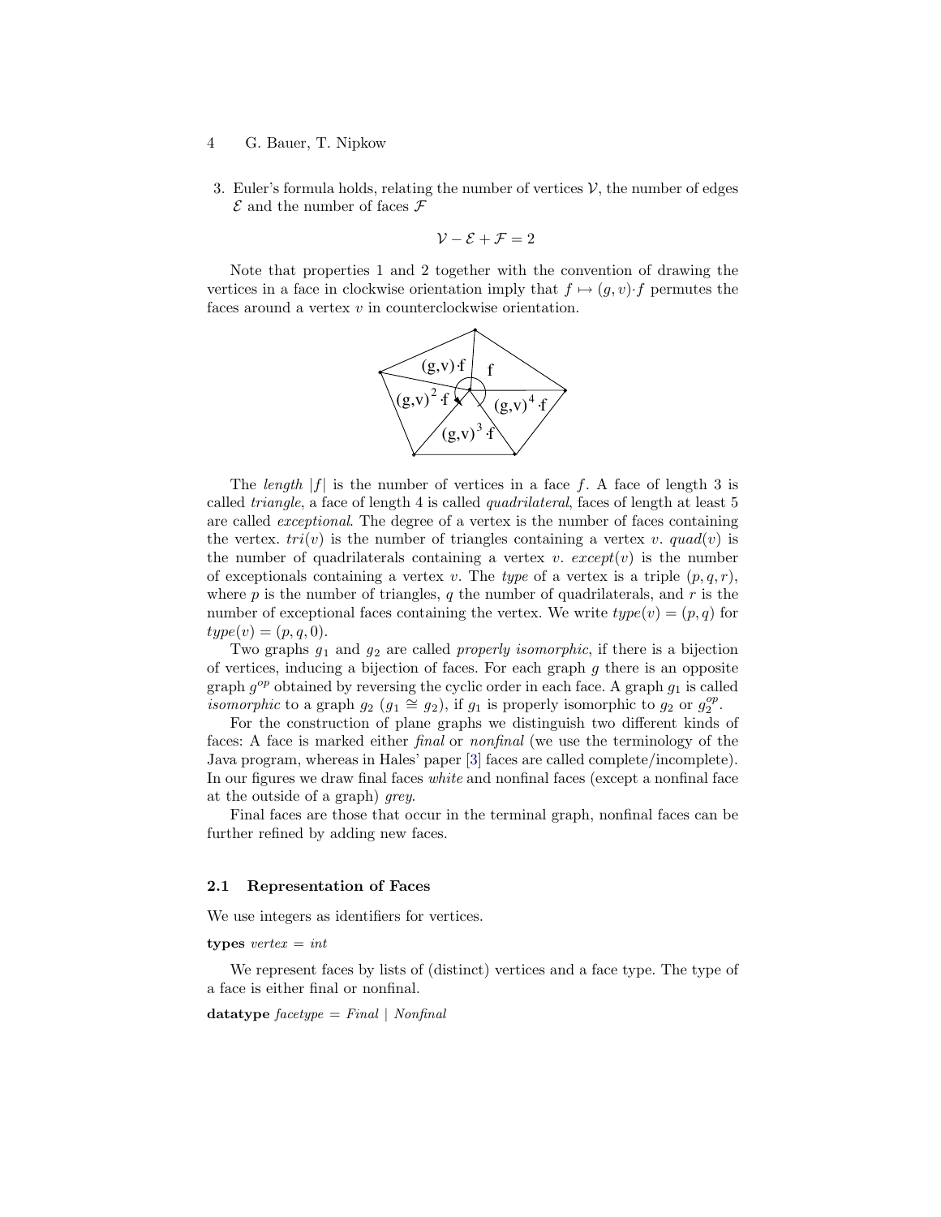3. Euler's formula holds, relating the number of vertices $\mathcal{V}$, the number of edges $\mathcal{E}$ and the number of faces $\mathcal{F}$

$$\mathcal{V} - \mathcal{E} + \mathcal{F} = 2$$

Note that properties 1 and 2 together with the convention of drawing the vertices in a face in clockwise orientation imply that $f \mapsto (g, v) \cdot f$ permutes the faces around a vertex $v$ in counterclockwise orientation.

The *length* $|f|$ is the number of vertices in a face $f$. A face of length 3 is called *triangle*, a face of length 4 is called *quadrilateral*, faces of length at least 5 are called *exceptional*. The degree of a vertex is the number of faces containing the vertex. $tri(v)$ is the number of triangles containing a vertex $v$. $quad(v)$ is the number of quadrilaterals containing a vertex $v$. $except(v)$ is the number of exceptionals containing a vertex $v$. The *type* of a vertex is a triple $(p, q, r)$, where $p$ is the number of triangles, $q$ the number of quadrilaterals, and $r$ is the number of exceptional faces containing the vertex. We write $type(v) = (p, q)$ for $type(v) = (p, q, 0)$.

Two graphs $g_1$ and $g_2$ are called *properly isomorphic*, if there is a bijection of vertices, inducing a bijection of faces. For each graph $g$ there is an opposite graph $g^{op}$ obtained by reversing the cyclic order in each face. A graph $g_1$ is called *isomorphic* to a graph $g_2$ ($g_1 \cong g_2$), if $g_1$ is properly isomorphic to $g_2$ or $g_2^{op}$.

For the construction of plane graphs we distinguish two different kinds of faces: A face is marked either *final* or *nonfinal* (we use the terminology of the Java program, whereas in Hales' paper [3] faces are called complete/incomplete). In our figures we draw final faces *white* and nonfinal faces (except a nonfinal face at the outside of a graph) *grey*.

Final faces are those that occur in the terminal graph, nonfinal faces can be further refined by adding new faces.

### 2.1 Representation of Faces

We use integers as identifiers for vertices.

**types** *vertex* = *int*

We represent faces by lists of (distinct) vertices and a face type. The type of a face is either final or nonfinal.

**datatype** *facetype* = *Final* | *Nonfinal*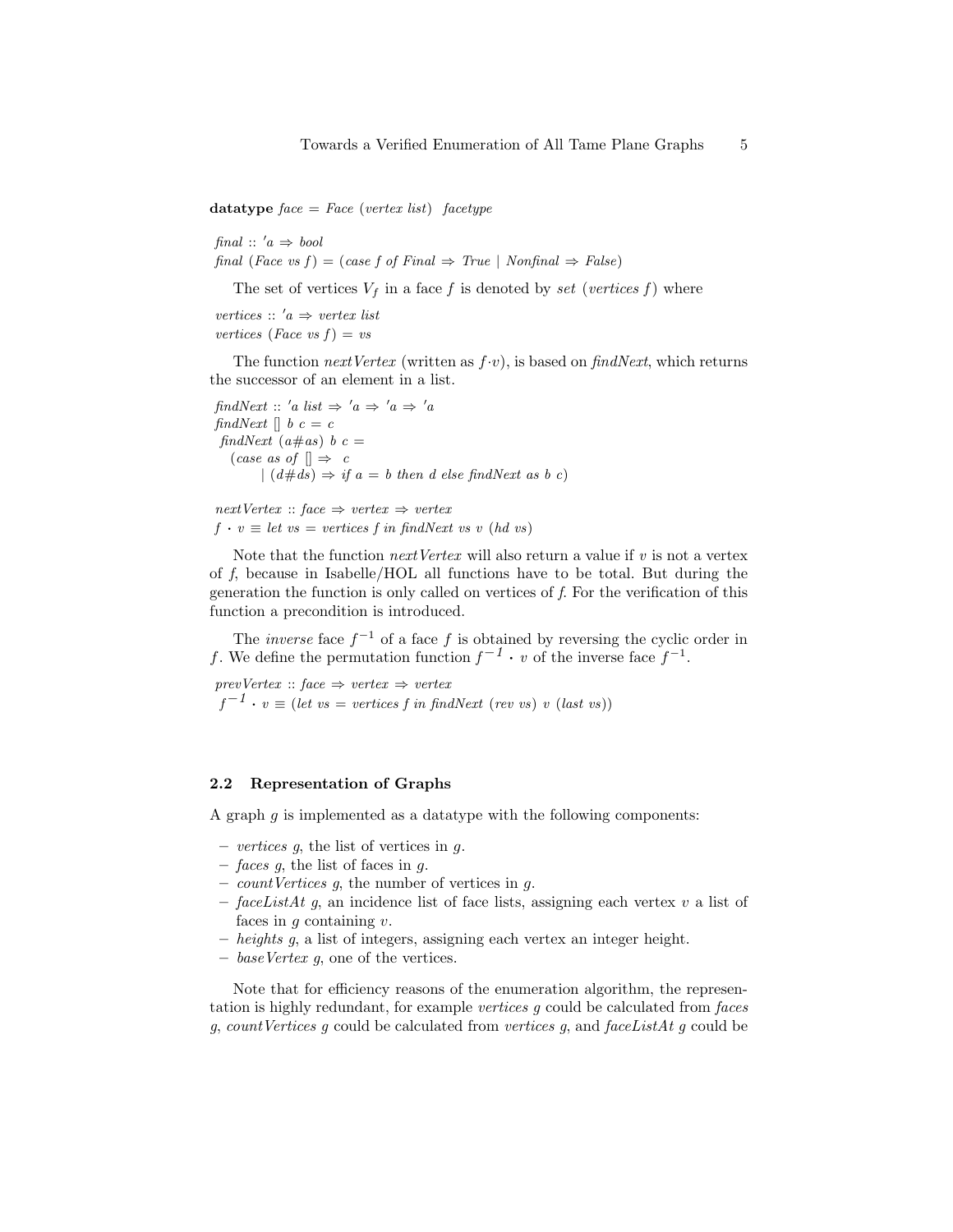**datatype** *face* = *Face* (*vertex list*) *facetype*

```
final :: 'a ⇒ bool
final (Face vs f) = (case f of Final ⇒ True | Nonfinal ⇒ False)
```

The set of vertices $V_f$ in a face $f$ is denoted by *set* (*vertices f*) where

```
vertices :: 'a ⇒ vertex list
vertices (Face vs f) = vs
```

The function *nextVertex* (written as $f \cdot v$), is based on *findNext*, which returns the successor of an element in a list.

```
findNext :: 'a list ⇒ 'a ⇒ 'a ⇒ 'a
findNext [] b c = c
findNext (a#as) b c =
   (case as of [] ⇒ c
       | (d#ds) ⇒ if a = b then d else findNext as b c)
```

```
nextVertex :: face ⇒ vertex ⇒ vertex
f · v ≡ let vs = vertices f in findNext vs v (hd vs)
```

Note that the function *nextVertex* will also return a value if $v$ is not a vertex of $f$, because in Isabelle/HOL all functions have to be total. But during the generation the function is only called on vertices of $f$. For the verification of this function a precondition is introduced.

The *inverse* face $f^{-1}$ of a face $f$ is obtained by reversing the cyclic order in $f$. We define the permutation function $f^{-1} \cdot v$ of the inverse face $f^{-1}$.

```
prevVertex :: face ⇒ vertex ⇒ vertex
f⁻¹ · v ≡ (let vs = vertices f in findNext (rev vs) v (last vs))
```

### 2.2 Representation of Graphs

A graph $g$ is implemented as a datatype with the following components:

- *vertices g*, the list of vertices in $g$.
- *faces g*, the list of faces in $g$.
- *countVertices g*, the number of vertices in $g$.
- *faceListAt g*, an incidence list of face lists, assigning each vertex $v$ a list of faces in $g$ containing $v$.
- *heights g*, a list of integers, assigning each vertex an integer height.
- *baseVertex g*, one of the vertices.

Note that for efficiency reasons of the enumeration algorithm, the representation is highly redundant, for example *vertices g* could be calculated from *faces g*, *countVertices g* could be calculated from *vertices g*, and *faceListAt g* could be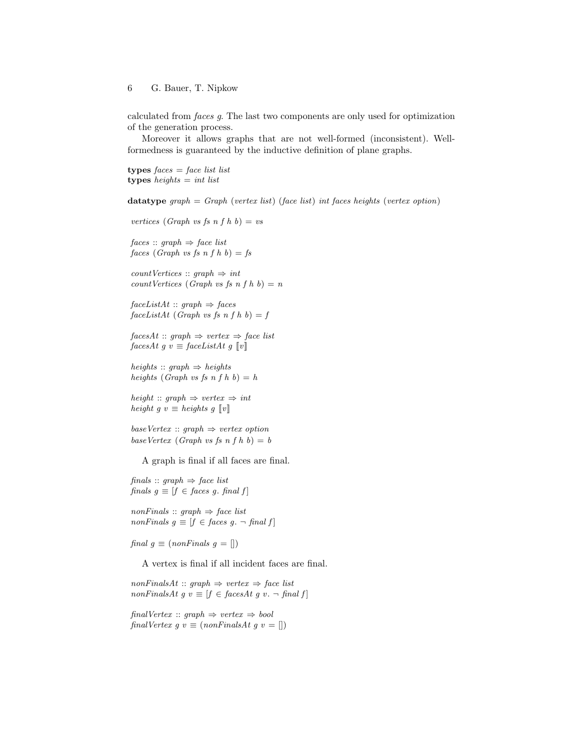calculated from *faces g*. The last two components are only used for optimization of the generation process.

Moreover it allows graphs that are not well-formed (inconsistent). Well-formedness is guaranteed by the inductive definition of plane graphs.

**types** *faces* = *face list list*
**types** *heights* = *int list*

**datatype** *graph* = *Graph* (*vertex list*) (*face list*) *int faces heights* (*vertex option*)

*vertices* (*Graph vs fs n f h b*) = *vs*

*faces* :: *graph* ⇒ *face list*
*faces* (*Graph vs fs n f h b*) = *fs*

*countVertices* :: *graph* ⇒ *int*
*countVertices* (*Graph vs fs n f h b*) = *n*

*faceListAt* :: *graph* ⇒ *faces*
*faceListAt* (*Graph vs fs n f h b*) = *f*

*facesAt* :: *graph* ⇒ *vertex* ⇒ *face list*
*facesAt g v* ≡ *faceListAt g* ⟦*v*⟧

*heights* :: *graph* ⇒ *heights*
*heights* (*Graph vs fs n f h b*) = *h*

*height* :: *graph* ⇒ *vertex* ⇒ *int*
*height g v* ≡ *heights g* ⟦*v*⟧

*baseVertex* :: *graph* ⇒ *vertex option*
*baseVertex* (*Graph vs fs n f h b*) = *b*

A graph is final if all faces are final.

*finals* :: *graph* ⇒ *face list*
*finals g* ≡ [*f* ∈ *faces g*. *final f*]

*nonFinals* :: *graph* ⇒ *face list*
*nonFinals g* ≡ [*f* ∈ *faces g*. ¬ *final f*]

*final g* ≡ (*nonFinals g* = [])

A vertex is final if all incident faces are final.

*nonFinalsAt* :: *graph* ⇒ *vertex* ⇒ *face list*
*nonFinalsAt g v* ≡ [*f* ∈ *facesAt g v*. ¬ *final f*]

*finalVertex* :: *graph* ⇒ *vertex* ⇒ *bool*
*finalVertex g v* ≡ (*nonFinalsAt g v* = [])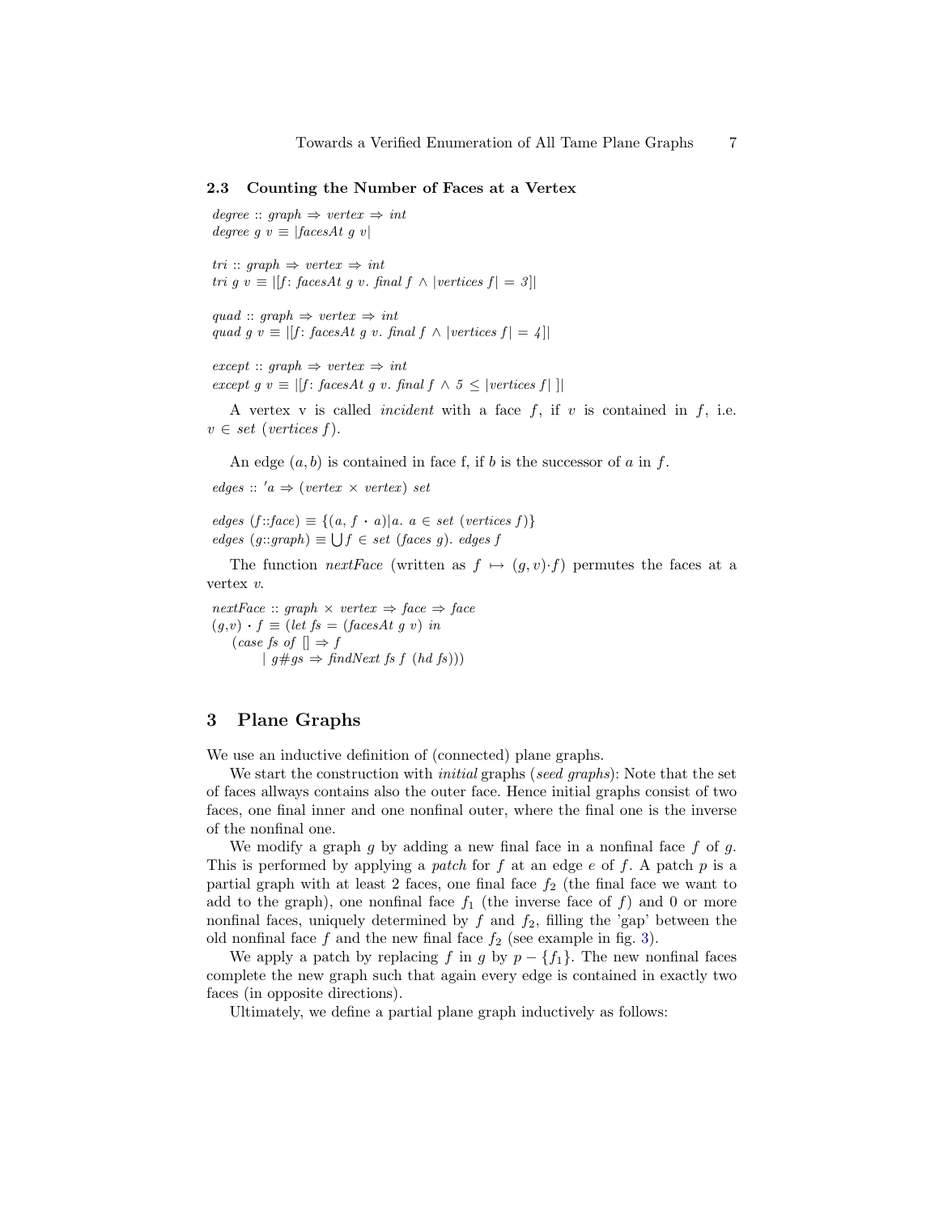### 2.3 Counting the Number of Faces at a Vertex

*degree* :: *graph* ⇒ *vertex* ⇒ *int*
*degree g v* ≡ |*facesAt g v*|

*tri* :: *graph* ⇒ *vertex* ⇒ *int*
*tri g v* ≡ |[*f*: *facesAt g v*. *final f* ∧ |*vertices f*| = *3*]|

*quad* :: *graph* ⇒ *vertex* ⇒ *int*
*quad g v* ≡ |[*f*: *facesAt g v*. *final f* ∧ |*vertices f*| = *4*]|

*except* :: *graph* ⇒ *vertex* ⇒ *int*
*except g v* ≡ |[*f*: *facesAt g v*. *final f* ∧ *5* ≤ |*vertices f*| ]|

A vertex v is called *incident* with a face $f$, if $v$ is contained in $f$, i.e. $v \in$ *set* (*vertices f*).

An edge $(a, b)$ is contained in face f, if $b$ is the successor of $a$ in $f$.

*edges* :: *'a* ⇒ (*vertex* × *vertex*) *set*

*edges* (*f*::*face*) ≡ {(*a*, *f* · *a*)|*a*. *a* ∈ *set* (*vertices f*)}
*edges* (*g*::*graph*) ≡ ⋃ *f* ∈ *set* (*faces g*). *edges f*

The function *nextFace* (written as $f \mapsto (g, v) \cdot f$) permutes the faces at a vertex $v$.

*nextFace* :: *graph* × *vertex* ⇒ *face* ⇒ *face*
(*g*,*v*) · *f* ≡ (*let fs* = (*facesAt g v*) *in*
    (*case fs of* [] ⇒ *f*
        | *g*#*gs* ⇒ *findNext fs f* (*hd fs*)))

## 3 Plane Graphs

We use an inductive definition of (connected) plane graphs.

We start the construction with *initial* graphs (*seed graphs*): Note that the set of faces allways contains also the outer face. Hence initial graphs consist of two faces, one final inner and one nonfinal outer, where the final one is the inverse of the nonfinal one.

We modify a graph $g$ by adding a new final face in a nonfinal face $f$ of $g$. This is performed by applying a *patch* for $f$ at an edge $e$ of $f$. A patch $p$ is a partial graph with at least 2 faces, one final face $f_2$ (the final face we want to add to the graph), one nonfinal face $f_1$ (the inverse face of $f$) and 0 or more nonfinal faces, uniquely determined by $f$ and $f_2$, filling the 'gap' between the old nonfinal face $f$ and the new final face $f_2$ (see example in fig. 3).

We apply a patch by replacing $f$ in $g$ by $p - \{f_1\}$. The new nonfinal faces complete the new graph such that again every edge is contained in exactly two faces (in opposite directions).

Ultimately, we define a partial plane graph inductively as follows: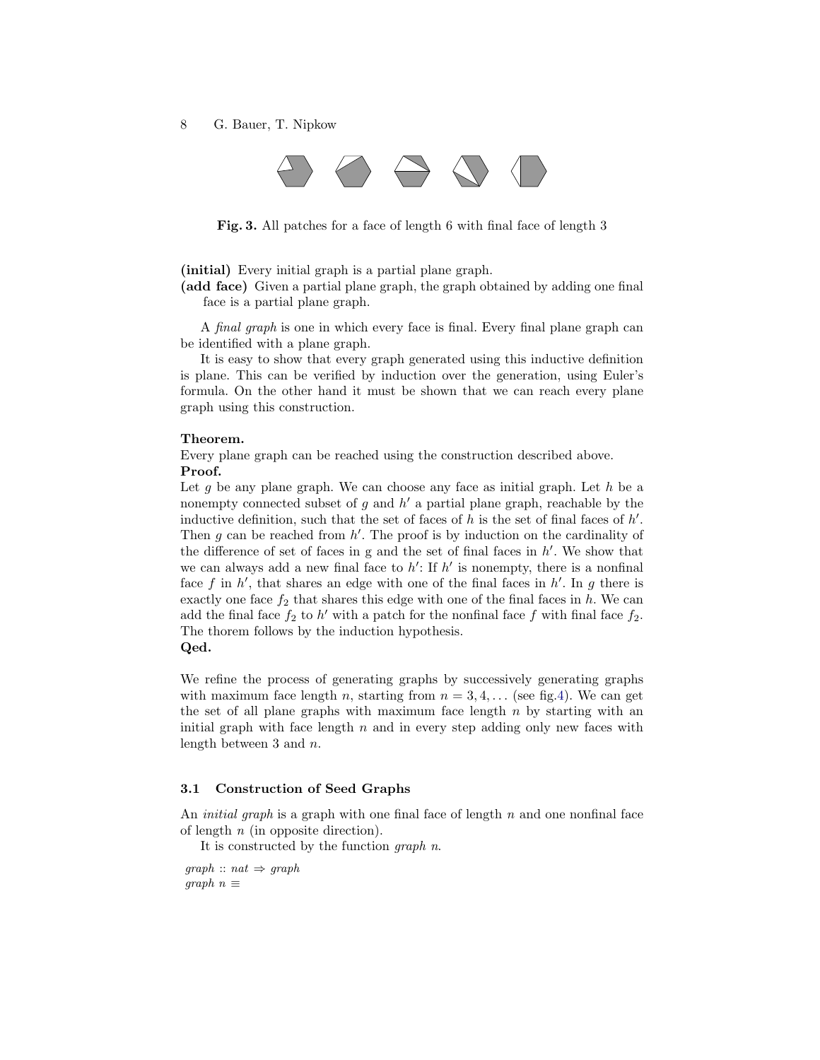**Fig. 3.** All patches for a face of length 6 with final face of length 3

**(initial)** Every initial graph is a partial plane graph.

**(add face)** Given a partial plane graph, the graph obtained by adding one final face is a partial plane graph.

A *final graph* is one in which every face is final. Every final plane graph can be identified with a plane graph.

It is easy to show that every graph generated using this inductive definition is plane. This can be verified by induction over the generation, using Euler's formula. On the other hand it must be shown that we can reach every plane graph using this construction.

**Theorem.**
Every plane graph can be reached using the construction described above.

**Proof.**
Let $g$ be any plane graph. We can choose any face as initial graph. Let $h$ be a nonempty connected subset of $g$ and $h'$ a partial plane graph, reachable by the inductive definition, such that the set of faces of $h$ is the set of final faces of $h'$. Then $g$ can be reached from $h'$. The proof is by induction on the cardinality of the difference of set of faces in g and the set of final faces in $h'$. We show that we can always add a new final face to $h'$: If $h'$ is nonempty, there is a nonfinal face $f$ in $h'$, that shares an edge with one of the final faces in $h'$. In $g$ there is exactly one face $f_2$ that shares this edge with one of the final faces in $h$. We can add the final face $f_2$ to $h'$ with a patch for the nonfinal face $f$ with final face $f_2$. The thorem follows by the induction hypothesis.

**Qed.**

We refine the process of generating graphs by successively generating graphs with maximum face length $n$, starting from $n = 3, 4, \ldots$ (see fig.4). We can get the set of all plane graphs with maximum face length $n$ by starting with an initial graph with face length $n$ and in every step adding only new faces with length between 3 and $n$.

### 3.1 Construction of Seed Graphs

An *initial graph* is a graph with one final face of length $n$ and one nonfinal face of length $n$ (in opposite direction).

It is constructed by the function *graph n*.

```
graph :: nat ⇒ graph
graph n ≡
```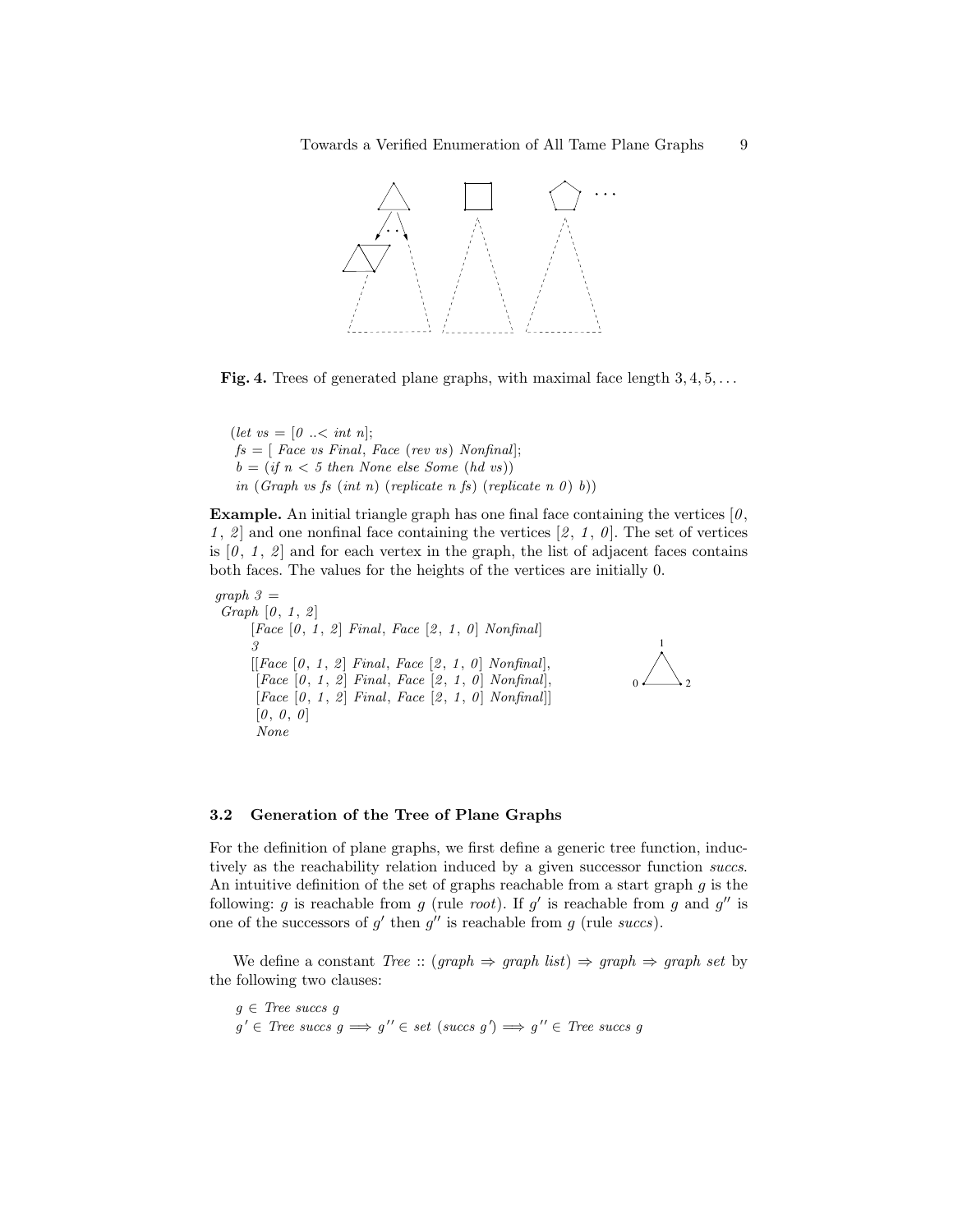**Fig. 4.** Trees of generated plane graphs, with maximal face length $3, 4, 5, \ldots$

```
(let vs = [0 ..< int n];
 fs = [ Face vs Final, Face (rev vs) Nonfinal];
 b = (if n < 5 then None else Some (hd vs))
 in (Graph vs fs (int n) (replicate n fs) (replicate n 0) b))
```

**Example.** An initial triangle graph has one final face containing the vertices [*0*, *1*, *2*] and one nonfinal face containing the vertices [*2*, *1*, *0*]. The set of vertices is [*0*, *1*, *2*] and for each vertex in the graph, the list of adjacent faces contains both faces. The values for the heights of the vertices are initially 0.

```
graph 3 =
 Graph [0, 1, 2]
     [Face [0, 1, 2] Final, Face [2, 1, 0] Nonfinal]
     3
     [[Face [0, 1, 2] Final, Face [2, 1, 0] Nonfinal],
      [Face [0, 1, 2] Final, Face [2, 1, 0] Nonfinal],
      [Face [0, 1, 2] Final, Face [2, 1, 0] Nonfinal]]
     [0, 0, 0]
     None
```

### 3.2 Generation of the Tree of Plane Graphs

For the definition of plane graphs, we first define a generic tree function, inductively as the reachability relation induced by a given successor function *succs*. An intuitive definition of the set of graphs reachable from a start graph $g$ is the following: $g$ is reachable from $g$ (rule *root*). If $g'$ is reachable from $g$ and $g''$ is one of the successors of $g'$ then $g''$ is reachable from $g$ (rule *succs*).

We define a constant *Tree* :: (*graph* ⇒ *graph list*) ⇒ *graph* ⇒ *graph set* by the following two clauses:

$g \in$ *Tree succs* $g$

$g' \in$ *Tree succs* $g \Longrightarrow g'' \in$ *set* (*succs* $g'$) $\Longrightarrow g'' \in$ *Tree succs* $g$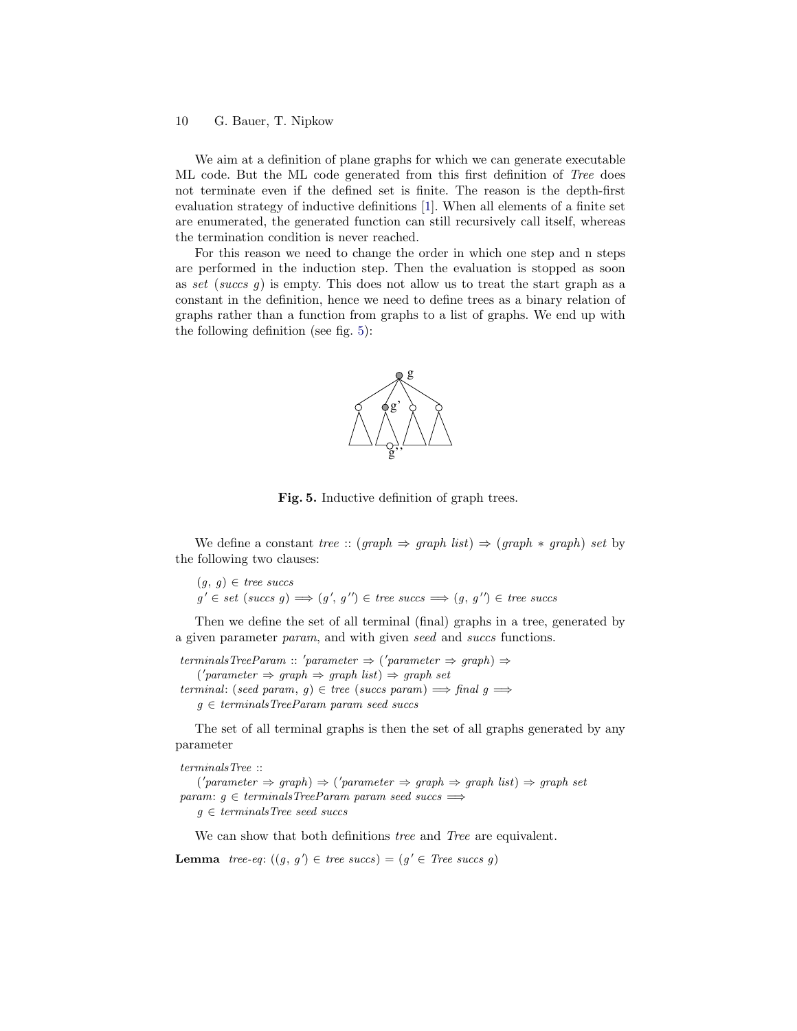We aim at a definition of plane graphs for which we can generate executable ML code. But the ML code generated from this first definition of *Tree* does not terminate even if the defined set is finite. The reason is the depth-first evaluation strategy of inductive definitions [1]. When all elements of a finite set are enumerated, the generated function can still recursively call itself, whereas the termination condition is never reached.

For this reason we need to change the order in which one step and n steps are performed in the induction step. Then the evaluation is stopped as soon as *set* (*succs g*) is empty. This does not allow us to treat the start graph as a constant in the definition, hence we need to define trees as a binary relation of graphs rather than a function from graphs to a list of graphs. We end up with the following definition (see fig. 5):

**Fig. 5.** Inductive definition of graph trees.

We define a constant *tree* :: (*graph* ⇒ *graph list*) ⇒ (*graph* ∗ *graph*) *set* by the following two clauses:

(*g*, *g*) ∈ *tree succs*
*g*′ ∈ *set* (*succs g*) ⟹ (*g*′, *g*′′) ∈ *tree succs* ⟹ (*g*, *g*′′) ∈ *tree succs*

Then we define the set of all terminal (final) graphs in a tree, generated by a given parameter *param*, and with given *seed* and *succs* functions.

*terminalsTreeParam* :: ′*parameter* ⇒ (′*parameter* ⇒ *graph*) ⇒
    (′*parameter* ⇒ *graph* ⇒ *graph list*) ⇒ *graph set*
*terminal*: (*seed param*, *g*) ∈ *tree* (*succs param*) ⟹ *final g* ⟹
    *g* ∈ *terminalsTreeParam param seed succs*

The set of all terminal graphs is then the set of all graphs generated by any parameter

*terminalsTree* ::
    (′*parameter* ⇒ *graph*) ⇒ (′*parameter* ⇒ *graph* ⇒ *graph list*) ⇒ *graph set*
*param*: *g* ∈ *terminalsTreeParam param seed succs* ⟹
    *g* ∈ *terminalsTree seed succs*

We can show that both definitions *tree* and *Tree* are equivalent.

**Lemma** *tree-eq*: ((*g*, *g*′) ∈ *tree succs*) = (*g*′ ∈ *Tree succs g*)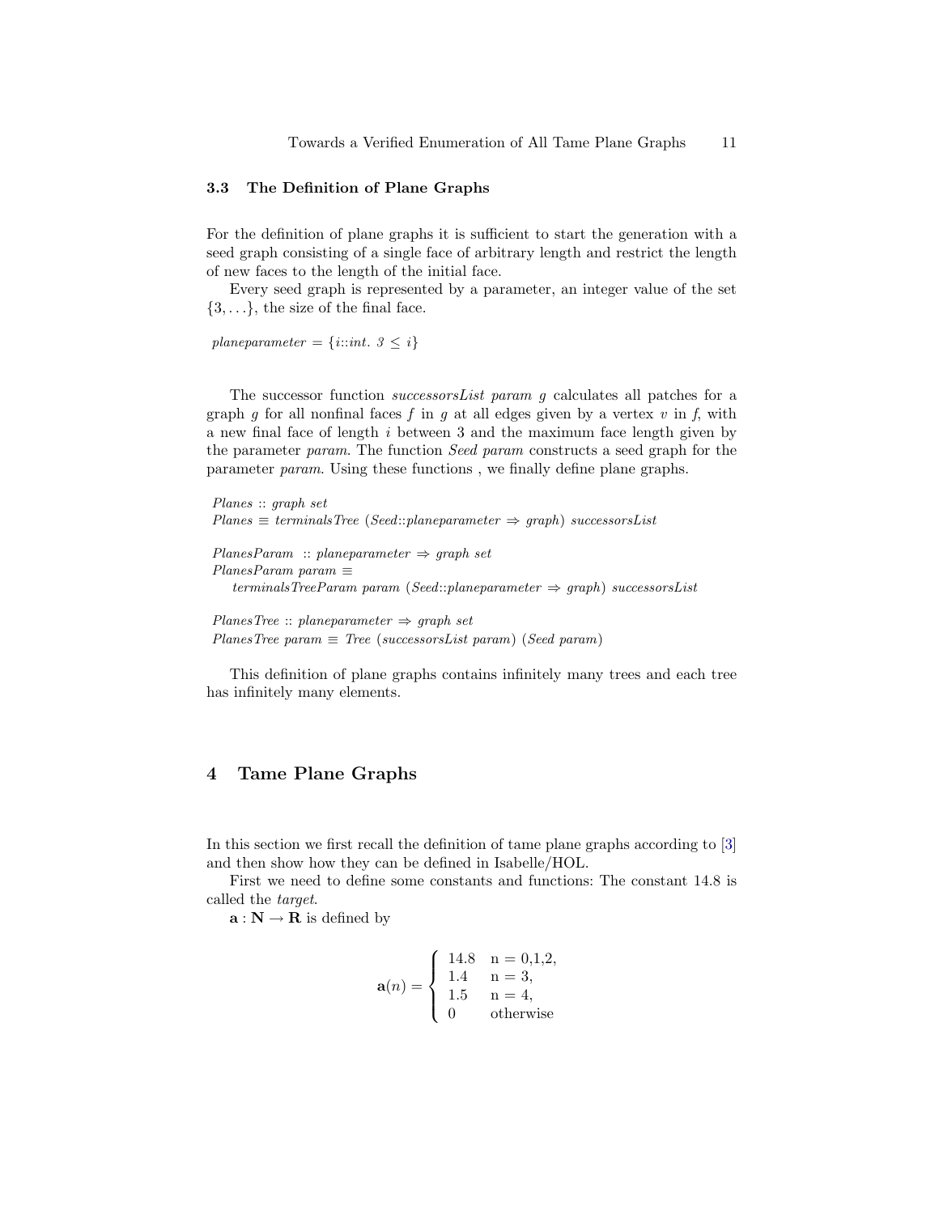### 3.3 The Definition of Plane Graphs

For the definition of plane graphs it is sufficient to start the generation with a seed graph consisting of a single face of arbitrary length and restrict the length of new faces to the length of the initial face.

Every seed graph is represented by a parameter, an integer value of the set $\{3, \ldots\}$, the size of the final face.

```
planeparameter = {i::int. 3 ≤ i}
```

The successor function *successorsList param g* calculates all patches for a graph *g* for all nonfinal faces *f* in *g* at all edges given by a vertex *v* in *f*, with a new final face of length *i* between 3 and the maximum face length given by the parameter *param*. The function *Seed param* constructs a seed graph for the parameter *param*. Using these functions , we finally define plane graphs.

```
Planes :: graph set
Planes ≡ terminalsTree (Seed::planeparameter ⇒ graph) successorsList

PlanesParam :: planeparameter ⇒ graph set
PlanesParam param ≡
    terminalsTreeParam param (Seed::planeparameter ⇒ graph) successorsList

PlanesTree :: planeparameter ⇒ graph set
PlanesTree param ≡ Tree (successorsList param) (Seed param)
```

This definition of plane graphs contains infinitely many trees and each tree has infinitely many elements.

## 4 Tame Plane Graphs

In this section we first recall the definition of tame plane graphs according to [3] and then show how they can be defined in Isabelle/HOL.

First we need to define some constants and functions: The constant 14.8 is called the *target*.

$\mathbf{a} : \mathbf{N} \to \mathbf{R}$ is defined by

$$\mathbf{a}(n) = \begin{cases} 14.8 & \text{n = 0,1,2,} \\ 1.4 & \text{n = 3,} \\ 1.5 & \text{n = 4,} \\ 0 & \text{otherwise} \end{cases}$$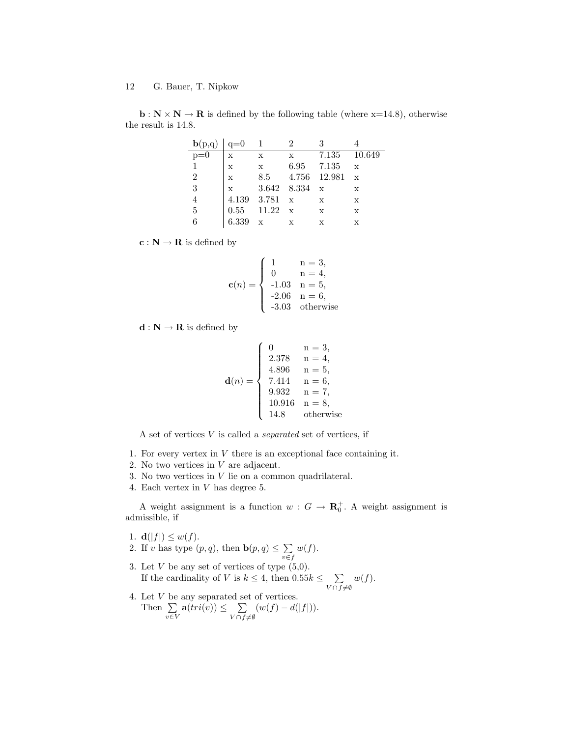$\mathbf{b} : \mathbf{N} \times \mathbf{N} \rightarrow \mathbf{R}$ is defined by the following table (where x=14.8), otherwise the result is 14.8.

| **b**(p,q) | q=0 | 1 | 2 | 3 | 4 |
|---|---|---|---|---|---|
| p=0 | x | x | x | 7.135 | 10.649 |
| 1 | x | x | 6.95 | 7.135 | x |
| 2 | x | 8.5 | 4.756 | 12.981 | x |
| 3 | x | 3.642 | 8.334 | x | x |
| 4 | 4.139 | 3.781 | x | x | x |
| 5 | 0.55 | 11.22 | x | x | x |
| 6 | 6.339 | x | x | x | x |

$\mathbf{c} : \mathbf{N} \rightarrow \mathbf{R}$ is defined by

$$\mathbf{c}(n) = \begin{cases} 1 & \text{n} = 3, \\ 0 & \text{n} = 4, \\ \text{-1.03} & \text{n} = 5, \\ \text{-2.06} & \text{n} = 6, \\ \text{-3.03} & \text{otherwise} \end{cases}$$

$\mathbf{d} : \mathbf{N} \rightarrow \mathbf{R}$ is defined by

$$\mathbf{d}(n) = \begin{cases} 0 & \text{n} = 3, \\ 2.378 & \text{n} = 4, \\ 4.896 & \text{n} = 5, \\ 7.414 & \text{n} = 6, \\ 9.932 & \text{n} = 7, \\ 10.916 & \text{n} = 8, \\ 14.8 & \text{otherwise} \end{cases}$$

A set of vertices $V$ is called a *separated* set of vertices, if

1. For every vertex in $V$ there is an exceptional face containing it.
2. No two vertices in $V$ are adjacent.
3. No two vertices in $V$ lie on a common quadrilateral.
4. Each vertex in $V$ has degree 5.

A weight assignment is a function $w : G \rightarrow \mathbf{R}_0^+$. A weight assignment is admissible, if

1. $\mathbf{d}(|f|) \leq w(f)$.
2. If $v$ has type $(p, q)$, then $\mathbf{b}(p, q) \leq \sum_{v \in f} w(f)$.
3. Let $V$ be any set of vertices of type (5,0). If the cardinality of $V$ is $k \leq 4$, then $0.55k \leq \sum_{V \cap f \neq \emptyset} w(f)$.
4. Let $V$ be any separated set of vertices. Then $\sum_{v \in V} \mathbf{a}(tri(v)) \leq \sum_{V \cap f \neq \emptyset} (w(f) - d(|f|))$.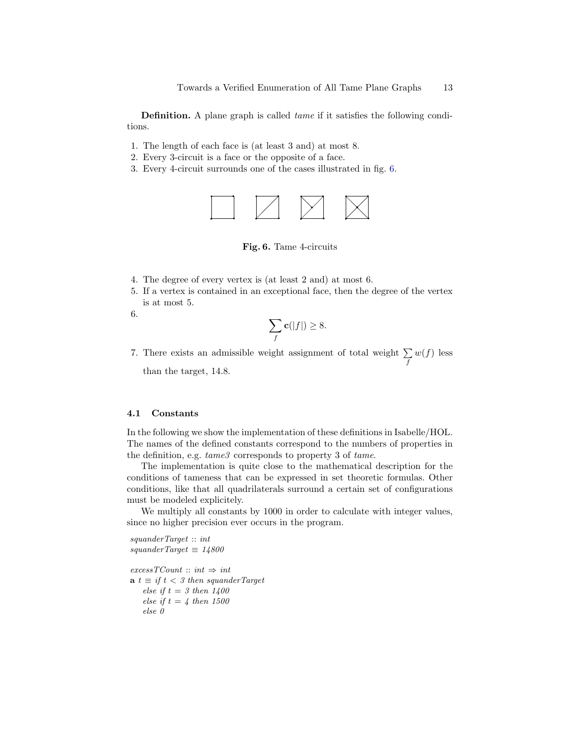**Definition.** A plane graph is called *tame* if it satisfies the following conditions.

1. The length of each face is (at least 3 and) at most 8.
2. Every 3-circuit is a face or the opposite of a face.
3. Every 4-circuit surrounds one of the cases illustrated in fig. 6.

**Fig. 6.** Tame 4-circuits

4. The degree of every vertex is (at least 2 and) at most 6.
5. If a vertex is contained in an exceptional face, then the degree of the vertex is at most 5.
6. $$\sum_f \mathbf{c}(|f|) \geq 8.$$
7. There exists an admissible weight assignment of total weight $\sum_f w(f)$ less than the target, 14.8.

### 4.1 Constants

In the following we show the implementation of these definitions in Isabelle/HOL. The names of the defined constants correspond to the numbers of properties in the definition, e.g. *tame3* corresponds to property 3 of *tame*.

The implementation is quite close to the mathematical description for the conditions of tameness that can be expressed in set theoretic formulas. Other conditions, like that all quadrilaterals surround a certain set of configurations must be modeled explicitely.

We multiply all constants by 1000 in order to calculate with integer values, since no higher precision ever occurs in the program.

```
squanderTarget :: int
squanderTarget ≡ 14800

excessTCount :: int ⇒ int
a t ≡ if t < 3 then squanderTarget
    else if t = 3 then 1400
    else if t = 4 then 1500
    else 0
```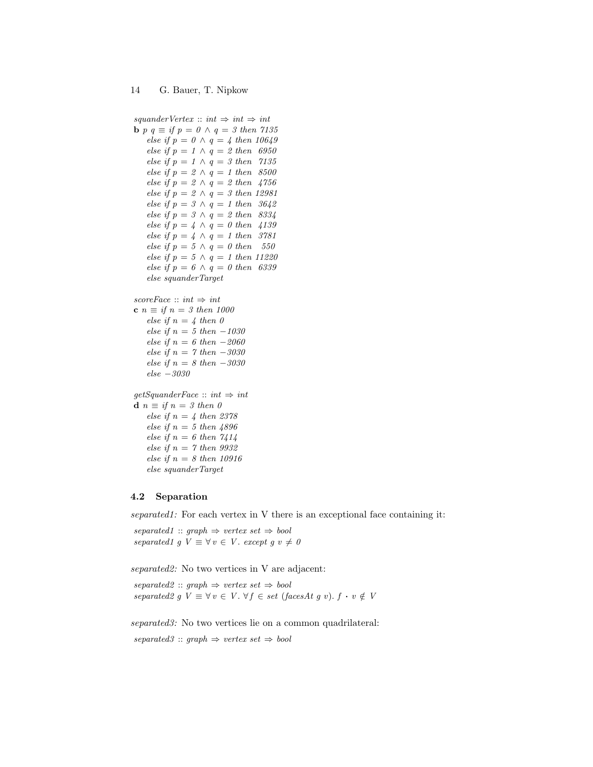*squanderVertex* :: *int* ⇒ *int* ⇒ *int*
**b** *p q* ≡ *if p = 0 ∧ q = 3 then 7135*
    *else if p = 0 ∧ q = 4 then 10649*
    *else if p = 1 ∧ q = 2 then 6950*
    *else if p = 1 ∧ q = 3 then 7135*
    *else if p = 2 ∧ q = 1 then 8500*
    *else if p = 2 ∧ q = 2 then 4756*
    *else if p = 2 ∧ q = 3 then 12981*
    *else if p = 3 ∧ q = 1 then 3642*
    *else if p = 3 ∧ q = 2 then 8334*
    *else if p = 4 ∧ q = 0 then 4139*
    *else if p = 4 ∧ q = 1 then 3781*
    *else if p = 5 ∧ q = 0 then 550*
    *else if p = 5 ∧ q = 1 then 11220*
    *else if p = 6 ∧ q = 0 then 6339*
    *else squanderTarget*

*scoreFace* :: *int* ⇒ *int*
**c** *n* ≡ *if n = 3 then 1000*
    *else if n = 4 then 0*
    *else if n = 5 then −1030*
    *else if n = 6 then −2060*
    *else if n = 7 then −3030*
    *else if n = 8 then −3030*
    *else −3030*

*getSquanderFace* :: *int* ⇒ *int*
**d** *n* ≡ *if n = 3 then 0*
    *else if n = 4 then 2378*
    *else if n = 5 then 4896*
    *else if n = 6 then 7414*
    *else if n = 7 then 9932*
    *else if n = 8 then 10916*
    *else squanderTarget*

### 4.2 Separation

*separated1:* For each vertex in V there is an exceptional face containing it:

*separated1* :: *graph* ⇒ *vertex set* ⇒ *bool*
*separated1 g V* ≡ ∀ *v* ∈ *V*. *except g v* ≠ *0*

*separated2:* No two vertices in V are adjacent:

*separated2* :: *graph* ⇒ *vertex set* ⇒ *bool*
*separated2 g V* ≡ ∀ *v* ∈ *V*. ∀ *f* ∈ *set* (*facesAt g v*). *f* · *v* ∉ *V*

*separated3:* No two vertices lie on a common quadrilateral:

*separated3* :: *graph* ⇒ *vertex set* ⇒ *bool*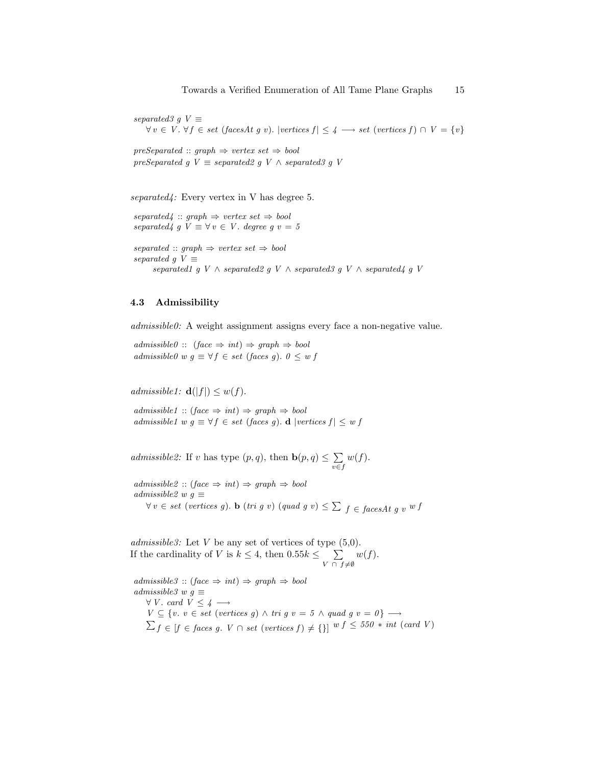*separated3 g V* ≡
  $\forall v \in V.\ \forall f \in set\ (facesAt\ g\ v).\ |vertices\ f| \leq 4 \longrightarrow set\ (vertices\ f) \cap V = \{v\}$

*preSeparated* :: *graph* ⇒ *vertex set* ⇒ *bool*
*preSeparated g V* ≡ *separated2 g V* ∧ *separated3 g V*

*separated4:* Every vertex in V has degree 5.

*separated4* :: *graph* ⇒ *vertex set* ⇒ *bool*
*separated4 g V* ≡ $\forall v \in V.\ degree\ g\ v = 5$

*separated* :: *graph* ⇒ *vertex set* ⇒ *bool*
*separated g V* ≡
  *separated1 g V* ∧ *separated2 g V* ∧ *separated3 g V* ∧ *separated4 g V*

### 4.3 Admissibility

*admissible0:* A weight assignment assigns every face a non-negative value.

*admissible0* :: (*face* ⇒ *int*) ⇒ *graph* ⇒ *bool*
*admissible0 w g* ≡ $\forall f \in set\ (faces\ g).\ 0 \leq w\ f$

*admissible1:* $\mathbf{d}(|f|) \leq w(f)$.

*admissible1* :: (*face* ⇒ *int*) ⇒ *graph* ⇒ *bool*
*admissible1 w g* ≡ $\forall f \in set\ (faces\ g).\ \mathbf{d}\ |vertices\ f| \leq w\ f$

*admissible2:* If $v$ has type $(p, q)$, then $\mathbf{b}(p, q) \leq \sum_{v \in f} w(f)$.

*admissible2* :: (*face* ⇒ *int*) ⇒ *graph* ⇒ *bool*
*admissible2 w g* ≡
  $\forall v \in set\ (vertices\ g).\ \mathbf{b}\ (tri\ g\ v)\ (quad\ g\ v) \leq \sum_{f \in facesAt\ g\ v} w\ f$

*admissible3:* Let $V$ be any set of vertices of type (5,0).
If the cardinality of $V$ is $k \leq 4$, then $0.55k \leq \sum_{V \cap f \neq \emptyset} w(f)$.

*admissible3* :: (*face* ⇒ *int*) ⇒ *graph* ⇒ *bool*
*admissible3 w g* ≡
  $\forall V.\ card\ V \leq 4 \longrightarrow$
  $V \subseteq \{v.\ v \in set\ (vertices\ g) \wedge tri\ g\ v = 5 \wedge quad\ g\ v = 0\} \longrightarrow$
  $\sum_{f \in [f \in faces\ g.\ V \cap set\ (vertices\ f) \neq \{\}]} w\ f \leq 550 * int\ (card\ V)$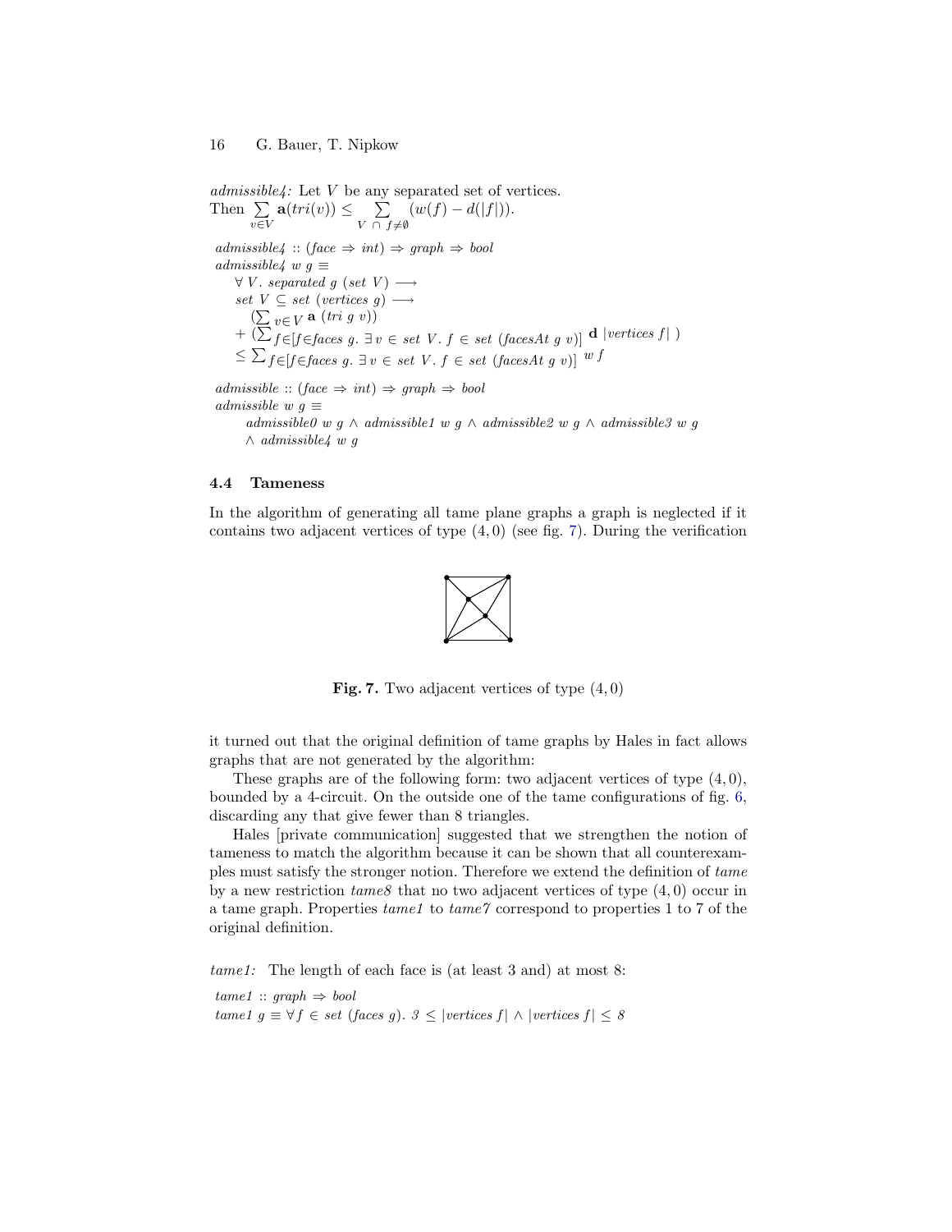*admissible4:* Let $V$ be any separated set of vertices.
Then $\sum_{v \in V} \mathbf{a}(tri(v)) \leq \sum_{V \cap f \neq \emptyset} (w(f) - d(|f|))$.

$admissible4 :: (face \Rightarrow int) \Rightarrow graph \Rightarrow bool$
$admissible4\ w\ g \equiv$
$\quad \forall V.\ separated\ g\ (set\ V) \longrightarrow$
$\quad set\ V \subseteq set\ (vertices\ g) \longrightarrow$
$\qquad (\sum_{v \in V} \mathbf{a}\ (tri\ g\ v))$
$\quad + (\sum_{f \in [f \in faces\ g.\ \exists\, v \in set\ V.\ f \in set\ (facesAt\ g\ v)]} \mathbf{d}\ |vertices\ f|\ )$
$\quad \leq \sum_{f \in [f \in faces\ g.\ \exists\, v \in set\ V.\ f \in set\ (facesAt\ g\ v)]} w\ f$

$admissible :: (face \Rightarrow int) \Rightarrow graph \Rightarrow bool$
$admissible\ w\ g \equiv$
$\qquad admissible0\ w\ g \wedge admissible1\ w\ g \wedge admissible2\ w\ g \wedge admissible3\ w\ g$
$\qquad \wedge\ admissible4\ w\ g$

### 4.4 Tameness

In the algorithm of generating all tame plane graphs a graph is neglected if it contains two adjacent vertices of type $(4, 0)$ (see fig. 7). During the verification

**Fig. 7.** Two adjacent vertices of type $(4, 0)$

it turned out that the original definition of tame graphs by Hales in fact allows graphs that are not generated by the algorithm:

These graphs are of the following form: two adjacent vertices of type $(4, 0)$, bounded by a 4-circuit. On the outside one of the tame configurations of fig. 6, discarding any that give fewer than 8 triangles.

Hales [private communication] suggested that we strengthen the notion of tameness to match the algorithm because it can be shown that all counterexamples must satisfy the stronger notion. Therefore we extend the definition of *tame* by a new restriction *tame8* that no two adjacent vertices of type $(4, 0)$ occur in a tame graph. Properties *tame1* to *tame7* correspond to properties 1 to 7 of the original definition.

*tame1:* The length of each face is (at least 3 and) at most 8:

$tame1 :: graph \Rightarrow bool$
$tame1\ g \equiv \forall f \in set\ (faces\ g).\ 3 \leq |vertices\ f| \wedge |vertices\ f| \leq 8$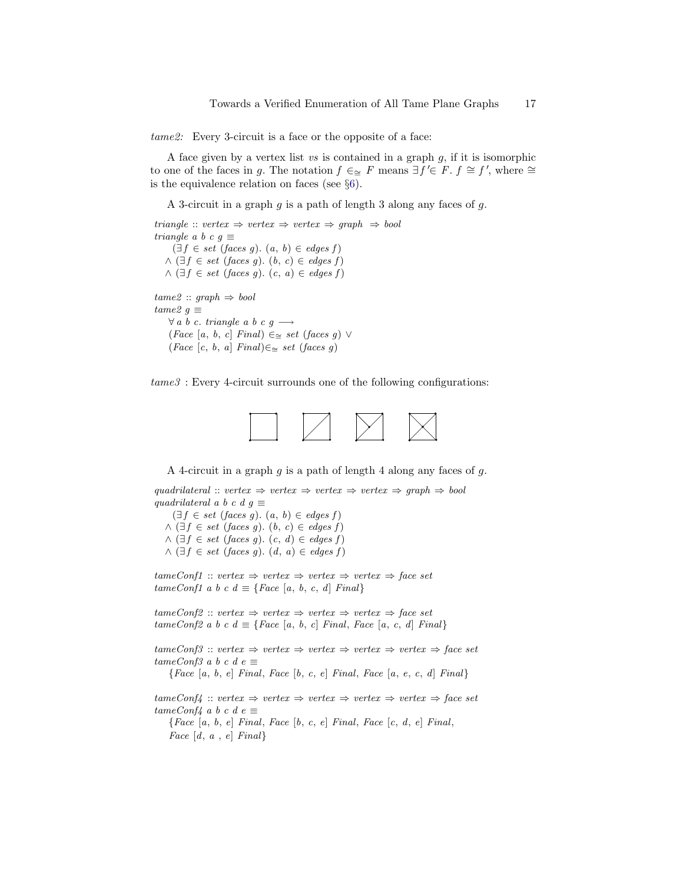*tame2:* Every 3-circuit is a face or the opposite of a face:

A face given by a vertex list *vs* is contained in a graph *g*, if it is isomorphic to one of the faces in *g*. The notation $f \in_{\cong} F$ means $\exists f' \in F.\ f \cong f'$, where $\cong$ is the equivalence relation on faces (see §6).

A 3-circuit in a graph *g* is a path of length 3 along any faces of *g*.

```
triangle :: vertex ⇒ vertex ⇒ vertex ⇒ graph ⇒ bool
triangle a b c g ≡
    (∃f ∈ set (faces g). (a, b) ∈ edges f)
  ∧ (∃f ∈ set (faces g). (b, c) ∈ edges f)
  ∧ (∃f ∈ set (faces g). (c, a) ∈ edges f)

tame2 :: graph ⇒ bool
tame2 g ≡
   ∀ a b c. triangle a b c g ⟶
   (Face [a, b, c] Final) ∈≅ set (faces g) ∨
   (Face [c, b, a] Final)∈≅ set (faces g)
```

*tame3* : Every 4-circuit surrounds one of the following configurations:

A 4-circuit in a graph *g* is a path of length 4 along any faces of *g*.

```
quadrilateral :: vertex ⇒ vertex ⇒ vertex ⇒ vertex ⇒ graph ⇒ bool
quadrilateral a b c d g ≡
    (∃f ∈ set (faces g). (a, b) ∈ edges f)
  ∧ (∃f ∈ set (faces g). (b, c) ∈ edges f)
  ∧ (∃f ∈ set (faces g). (c, d) ∈ edges f)
  ∧ (∃f ∈ set (faces g). (d, a) ∈ edges f)

tameConf1 :: vertex ⇒ vertex ⇒ vertex ⇒ vertex ⇒ face set
tameConf1 a b c d ≡ {Face [a, b, c, d] Final}

tameConf2 :: vertex ⇒ vertex ⇒ vertex ⇒ vertex ⇒ face set
tameConf2 a b c d ≡ {Face [a, b, c] Final, Face [a, c, d] Final}

tameConf3 :: vertex ⇒ vertex ⇒ vertex ⇒ vertex ⇒ vertex ⇒ face set
tameConf3 a b c d e ≡
   {Face [a, b, e] Final, Face [b, c, e] Final, Face [a, e, c, d] Final}

tameConf4 :: vertex ⇒ vertex ⇒ vertex ⇒ vertex ⇒ vertex ⇒ face set
tameConf4 a b c d e ≡
   {Face [a, b, e] Final, Face [b, c, e] Final, Face [c, d, e] Final,
   Face [d, a , e] Final}
```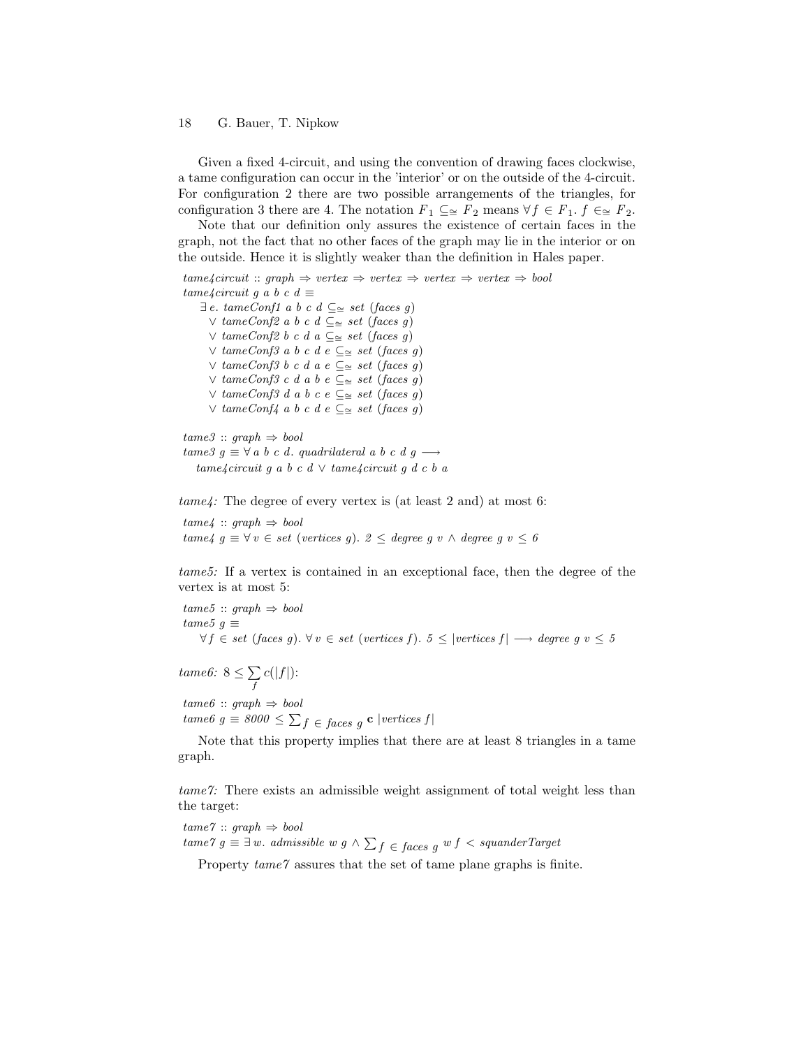Given a fixed 4-circuit, and using the convention of drawing faces clockwise, a tame configuration can occur in the 'interior' or on the outside of the 4-circuit. For configuration 2 there are two possible arrangements of the triangles, for configuration 3 there are 4. The notation $F_1 \subseteq_{\cong} F_2$ means $\forall f \in F_1.\ f \in_{\cong} F_2$.

Note that our definition only assures the existence of certain faces in the graph, not the fact that no other faces of the graph may lie in the interior or on the outside. Hence it is slightly weaker than the definition in Hales paper.

$$
\begin{array}{l}
\mathit{tame4circuit} :: \mathit{graph} \Rightarrow \mathit{vertex} \Rightarrow \mathit{vertex} \Rightarrow \mathit{vertex} \Rightarrow \mathit{vertex} \Rightarrow \mathit{bool} \\
\mathit{tame4circuit}\ g\ a\ b\ c\ d \equiv \\
\quad \exists e.\ \mathit{tameConf1}\ a\ b\ c\ d \subseteq_{\cong} \mathit{set}\ (\mathit{faces}\ g) \\
\quad\ \ \vee\ \mathit{tameConf2}\ a\ b\ c\ d \subseteq_{\cong} \mathit{set}\ (\mathit{faces}\ g) \\
\quad\ \ \vee\ \mathit{tameConf2}\ b\ c\ d\ a \subseteq_{\cong} \mathit{set}\ (\mathit{faces}\ g) \\
\quad\ \ \vee\ \mathit{tameConf3}\ a\ b\ c\ d\ e \subseteq_{\cong} \mathit{set}\ (\mathit{faces}\ g) \\
\quad\ \ \vee\ \mathit{tameConf3}\ b\ c\ d\ a\ e \subseteq_{\cong} \mathit{set}\ (\mathit{faces}\ g) \\
\quad\ \ \vee\ \mathit{tameConf3}\ c\ d\ a\ b\ e \subseteq_{\cong} \mathit{set}\ (\mathit{faces}\ g) \\
\quad\ \ \vee\ \mathit{tameConf3}\ d\ a\ b\ c\ e \subseteq_{\cong} \mathit{set}\ (\mathit{faces}\ g) \\
\quad\ \ \vee\ \mathit{tameConf4}\ a\ b\ c\ d\ e \subseteq_{\cong} \mathit{set}\ (\mathit{faces}\ g)
\end{array}
$$

$$
\begin{array}{l}
\mathit{tame3} :: \mathit{graph} \Rightarrow \mathit{bool} \\
\mathit{tame3}\ g \equiv \forall a\ b\ c\ d.\ \mathit{quadrilateral}\ a\ b\ c\ d\ g \longrightarrow \\
\quad \mathit{tame4circuit}\ g\ a\ b\ c\ d \vee \mathit{tame4circuit}\ g\ d\ c\ b\ a
\end{array}
$$

*tame4:* The degree of every vertex is (at least 2 and) at most 6:

$$
\begin{array}{l}
\mathit{tame4} :: \mathit{graph} \Rightarrow \mathit{bool} \\
\mathit{tame4}\ g \equiv \forall v \in \mathit{set}\ (\mathit{vertices}\ g).\ 2 \le \mathit{degree}\ g\ v \wedge \mathit{degree}\ g\ v \le 6
\end{array}
$$

*tame5:* If a vertex is contained in an exceptional face, then the degree of the vertex is at most 5:

$$
\begin{array}{l}
\mathit{tame5} :: \mathit{graph} \Rightarrow \mathit{bool} \\
\mathit{tame5}\ g \equiv \\
\quad \forall f \in \mathit{set}\ (\mathit{faces}\ g).\ \forall v \in \mathit{set}\ (\mathit{vertices}\ f).\ 5 \le |\mathit{vertices}\ f| \longrightarrow \mathit{degree}\ g\ v \le 5
\end{array}
$$

*tame6:* $8 \le \sum_f c(|f|)$:

$$
\begin{array}{l}
\mathit{tame6} :: \mathit{graph} \Rightarrow \mathit{bool} \\
\mathit{tame6}\ g \equiv 8000 \le \sum_{f \in \mathit{faces}\ g} \mathbf{c}\ |\mathit{vertices}\ f|
\end{array}
$$

Note that this property implies that there are at least 8 triangles in a tame graph.

*tame7:* There exists an admissible weight assignment of total weight less than the target:

$$
\begin{array}{l}
\mathit{tame7} :: \mathit{graph} \Rightarrow \mathit{bool} \\
\mathit{tame7}\ g \equiv \exists w.\ \mathit{admissible}\ w\ g \wedge \sum_{f \in \mathit{faces}\ g} w\ f < \mathit{squanderTarget}
\end{array}
$$

Property *tame7* assures that the set of tame plane graphs is finite.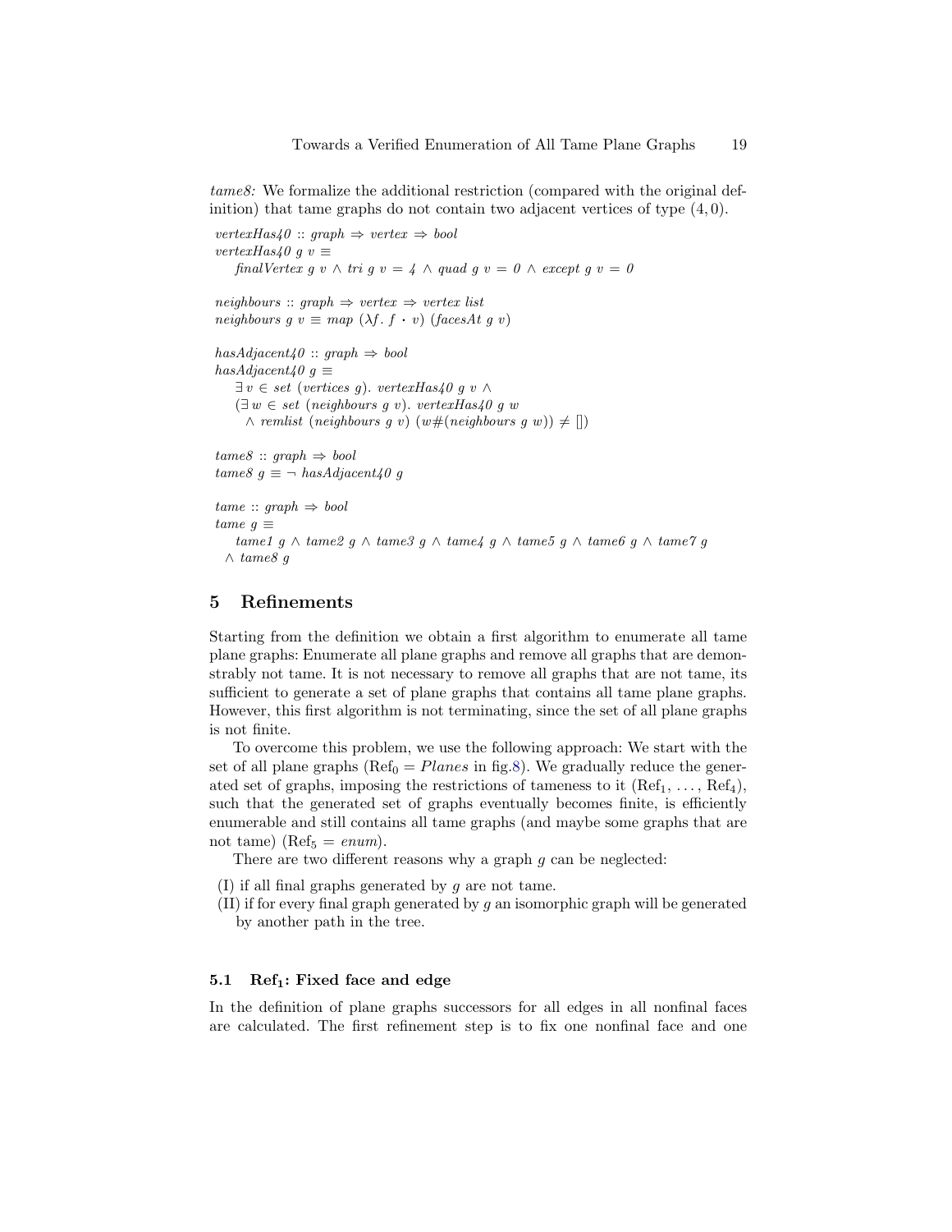*tame8:* We formalize the additional restriction (compared with the original definition) that tame graphs do not contain two adjacent vertices of type $(4, 0)$.

```
vertexHas40 :: graph ⇒ vertex ⇒ bool
vertexHas40 g v ≡
    finalVertex g v ∧ tri g v = 4 ∧ quad g v = 0 ∧ except g v = 0

neighbours :: graph ⇒ vertex ⇒ vertex list
neighbours g v ≡ map (λf. f · v) (facesAt g v)

hasAdjacent40 :: graph ⇒ bool
hasAdjacent40 g ≡
    ∃ v ∈ set (vertices g). vertexHas40 g v ∧
    (∃ w ∈ set (neighbours g v). vertexHas40 g w
      ∧ remlist (neighbours g v) (w#(neighbours g w)) ≠ [])

tame8 :: graph ⇒ bool
tame8 g ≡ ¬ hasAdjacent40 g

tame :: graph ⇒ bool
tame g ≡
    tame1 g ∧ tame2 g ∧ tame3 g ∧ tame4 g ∧ tame5 g ∧ tame6 g ∧ tame7 g
  ∧ tame8 g
```

## 5 Refinements

Starting from the definition we obtain a first algorithm to enumerate all tame plane graphs: Enumerate all plane graphs and remove all graphs that are demonstrably not tame. It is not necessary to remove all graphs that are not tame, its sufficient to generate a set of plane graphs that contains all tame plane graphs. However, this first algorithm is not terminating, since the set of all plane graphs is not finite.

To overcome this problem, we use the following approach: We start with the set of all plane graphs ($\mathrm{Ref}_0 = \mathit{Planes}$ in fig.8). We gradually reduce the generated set of graphs, imposing the restrictions of tameness to it ($\mathrm{Ref}_1, \ldots, \mathrm{Ref}_4$), such that the generated set of graphs eventually becomes finite, is efficiently enumerable and still contains all tame graphs (and maybe some graphs that are not tame) ($\mathrm{Ref}_5 = \mathit{enum}$).

There are two different reasons why a graph $g$ can be neglected:

(I) if all final graphs generated by $g$ are not tame.
(II) if for every final graph generated by $g$ an isomorphic graph will be generated by another path in the tree.

### 5.1 $\mathrm{Ref}_1$: Fixed face and edge

In the definition of plane graphs successors for all edges in all nonfinal faces are calculated. The first refinement step is to fix one nonfinal face and one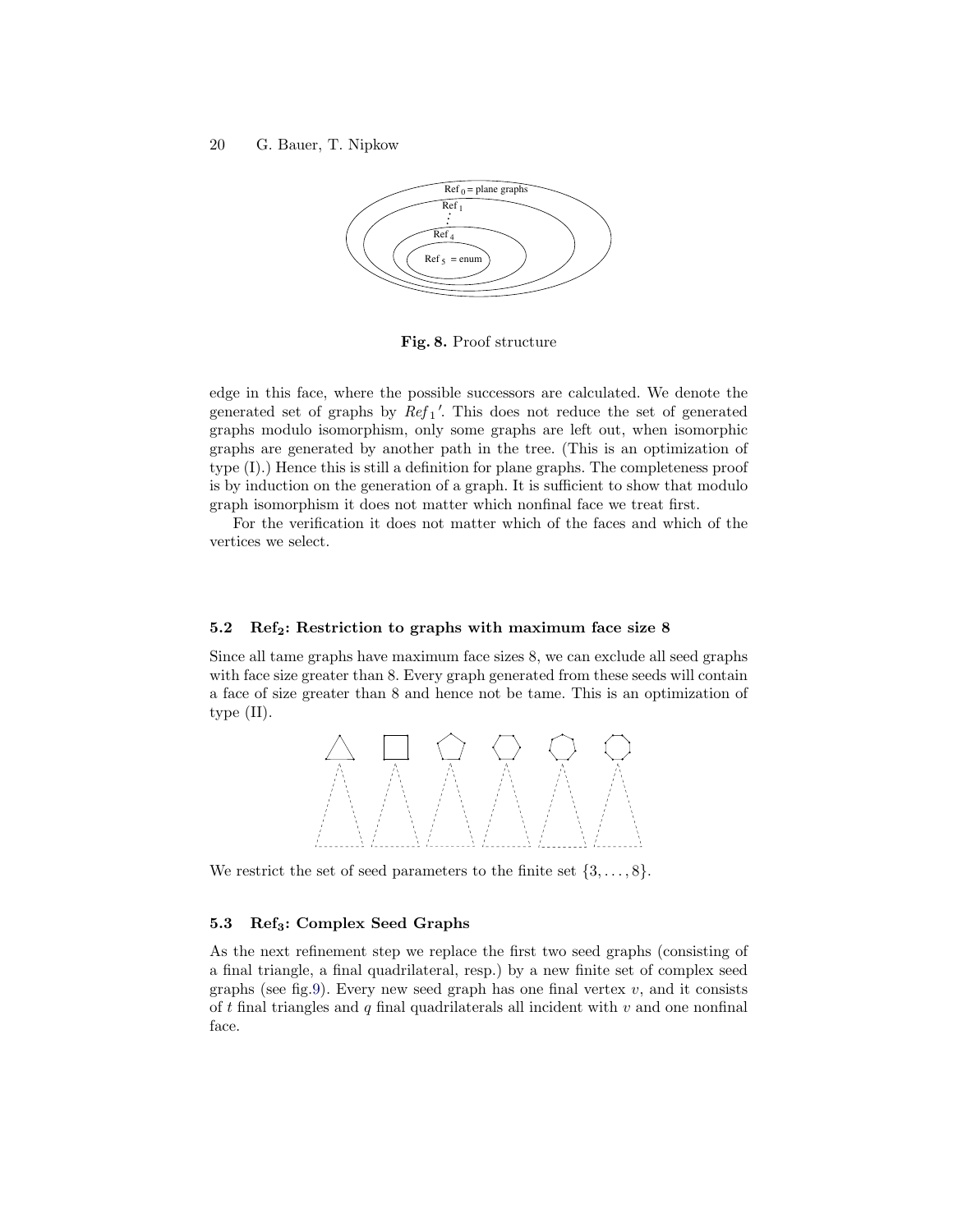Fig. 8. Proof structure

edge in this face, where the possible successors are calculated. We denote the generated set of graphs by $Ref_1'$. This does not reduce the set of generated graphs modulo isomorphism, only some graphs are left out, when isomorphic graphs are generated by another path in the tree. (This is an optimization of type (I).) Hence this is still a definition for plane graphs. The completeness proof is by induction on the generation of a graph. It is sufficient to show that modulo graph isomorphism it does not matter which nonfinal face we treat first.

For the verification it does not matter which of the faces and which of the vertices we select.

### 5.2 $\mathbf{Ref_2}$: Restriction to graphs with maximum face size 8

Since all tame graphs have maximum face sizes 8, we can exclude all seed graphs with face size greater than 8. Every graph generated from these seeds will contain a face of size greater than 8 and hence not be tame. This is an optimization of type (II).

We restrict the set of seed parameters to the finite set $\{3, \ldots, 8\}$.

### 5.3 $\mathbf{Ref_3}$: Complex Seed Graphs

As the next refinement step we replace the first two seed graphs (consisting of a final triangle, a final quadrilateral, resp.) by a new finite set of complex seed graphs (see fig.9). Every new seed graph has one final vertex $v$, and it consists of $t$ final triangles and $q$ final quadrilaterals all incident with $v$ and one nonfinal face.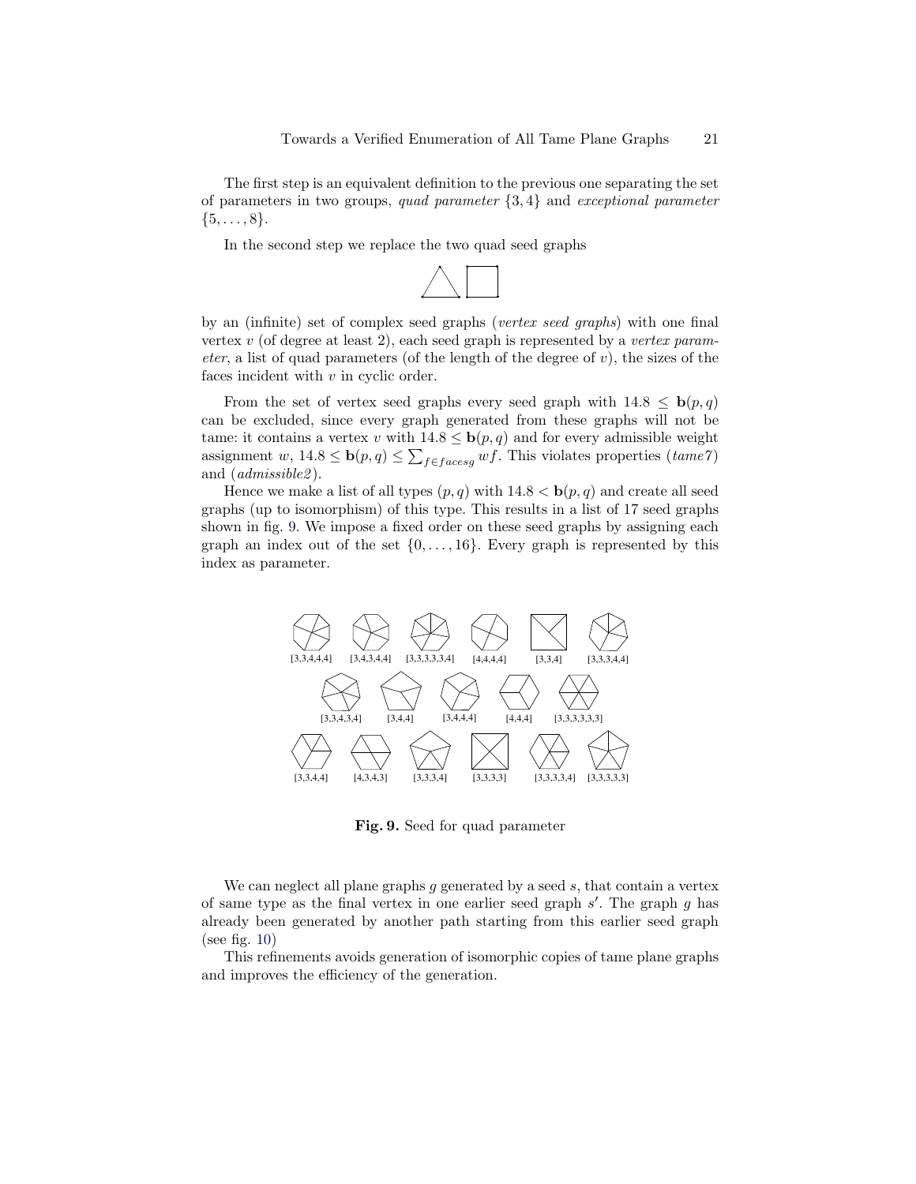The first step is an equivalent definition to the previous one separating the set of parameters in two groups, *quad parameter* $\{3, 4\}$ and *exceptional parameter* $\{5, \ldots, 8\}$.

In the second step we replace the two quad seed graphs

by an (infinite) set of complex seed graphs (*vertex seed graphs*) with one final vertex $v$ (of degree at least 2), each seed graph is represented by a *vertex parameter*, a list of quad parameters (of the length of the degree of $v$), the sizes of the faces incident with $v$ in cyclic order.

From the set of vertex seed graphs every seed graph with $14.8 \leq \mathbf{b}(p, q)$ can be excluded, since every graph generated from these graphs will not be tame: it contains a vertex $v$ with $14.8 \leq \mathbf{b}(p, q)$ and for every admissible weight assignment $w$, $14.8 \leq \mathbf{b}(p, q) \leq \sum_{f \in faces g} w f$. This violates properties (*tame7*) and (*admissible2*).

Hence we make a list of all types $(p, q)$ with $14.8 < \mathbf{b}(p, q)$ and create all seed graphs (up to isomorphism) of this type. This results in a list of 17 seed graphs shown in fig. 9. We impose a fixed order on these seed graphs by assigning each graph an index out of the set $\{0, \ldots, 16\}$. Every graph is represented by this index as parameter.

[3,3,4,4,4] [3,4,3,4,4] [3,3,3,3,3,4] [4,4,4,4] [3,3,4] [3,3,3,4,4]

[3,3,4,3,4] [3,4,4] [3,4,4,4] [4,4,4] [3,3,3,3,3,3]

[3,3,4,4] [4,3,4,3] [3,3,3,4] [3,3,3,3] [3,3,3,3,4] [3,3,3,3,3]

**Fig. 9.** Seed for quad parameter

We can neglect all plane graphs $g$ generated by a seed $s$, that contain a vertex of same type as the final vertex in one earlier seed graph $s'$. The graph $g$ has already been generated by another path starting from this earlier seed graph (see fig. 10)

This refinements avoids generation of isomorphic copies of tame plane graphs and improves the efficiency of the generation.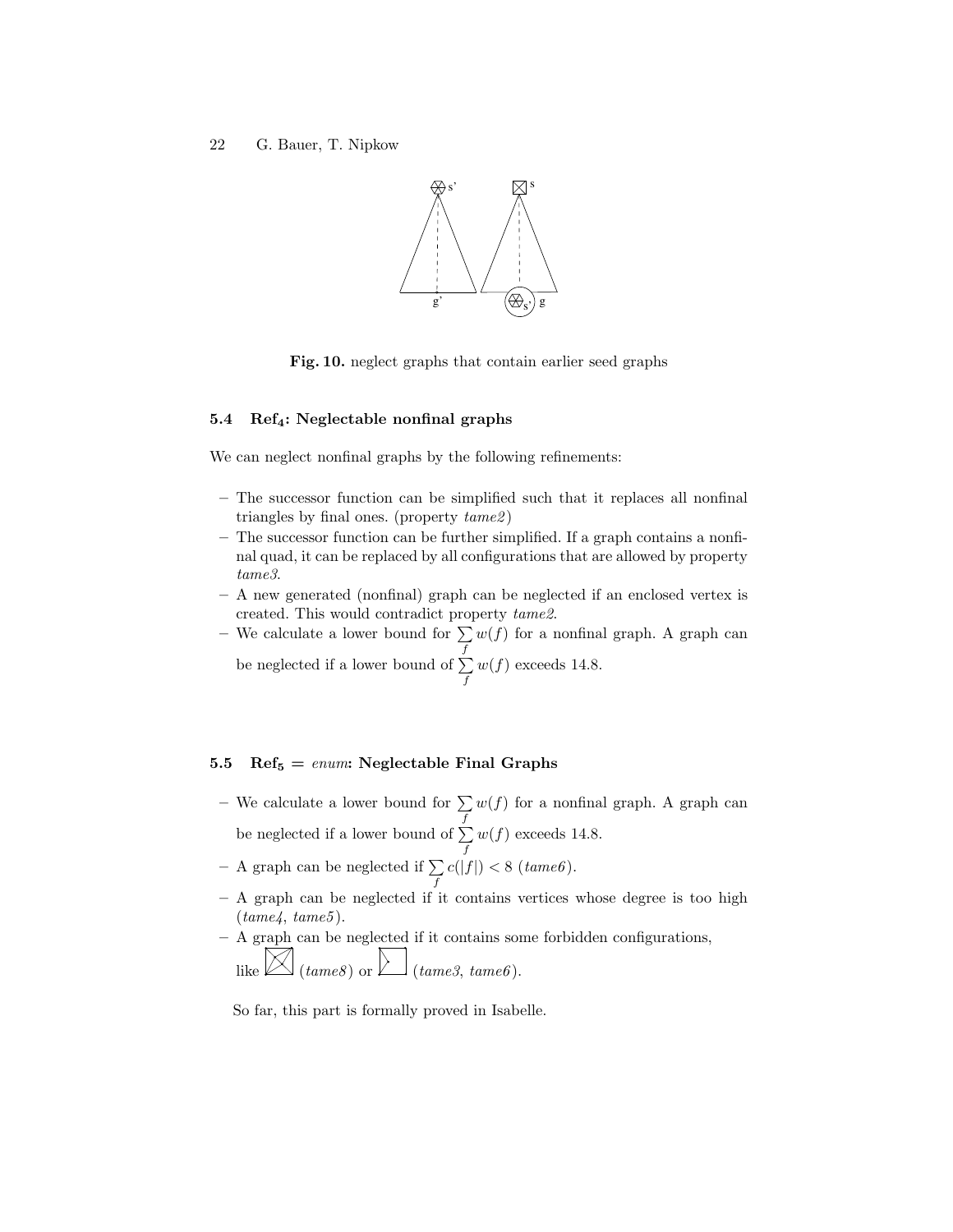Fig. 10. neglect graphs that contain earlier seed graphs

### 5.4 $\text{Ref}_4$: Neglectable nonfinal graphs

We can neglect nonfinal graphs by the following refinements:

- The successor function can be simplified such that it replaces all nonfinal triangles by final ones. (property *tame2*)
- The successor function can be further simplified. If a graph contains a nonfinal quad, it can be replaced by all configurations that are allowed by property *tame3*.
- A new generated (nonfinal) graph can be neglected if an enclosed vertex is created. This would contradict property *tame2*.
- We calculate a lower bound for $\sum_f w(f)$ for a nonfinal graph. A graph can be neglected if a lower bound of $\sum_f w(f)$ exceeds 14.8.

### 5.5 $\text{Ref}_5$ = *enum*: Neglectable Final Graphs

- We calculate a lower bound for $\sum_f w(f)$ for a nonfinal graph. A graph can be neglected if a lower bound of $\sum_f w(f)$ exceeds 14.8.
- A graph can be neglected if $\sum_f c(|f|) < 8$ (*tame6*).
- A graph can be neglected if it contains vertices whose degree is too high (*tame4*, *tame5*).
- A graph can be neglected if it contains some forbidden configurations, like (*tame8*) or (*tame3*, *tame6*).

So far, this part is formally proved in Isabelle.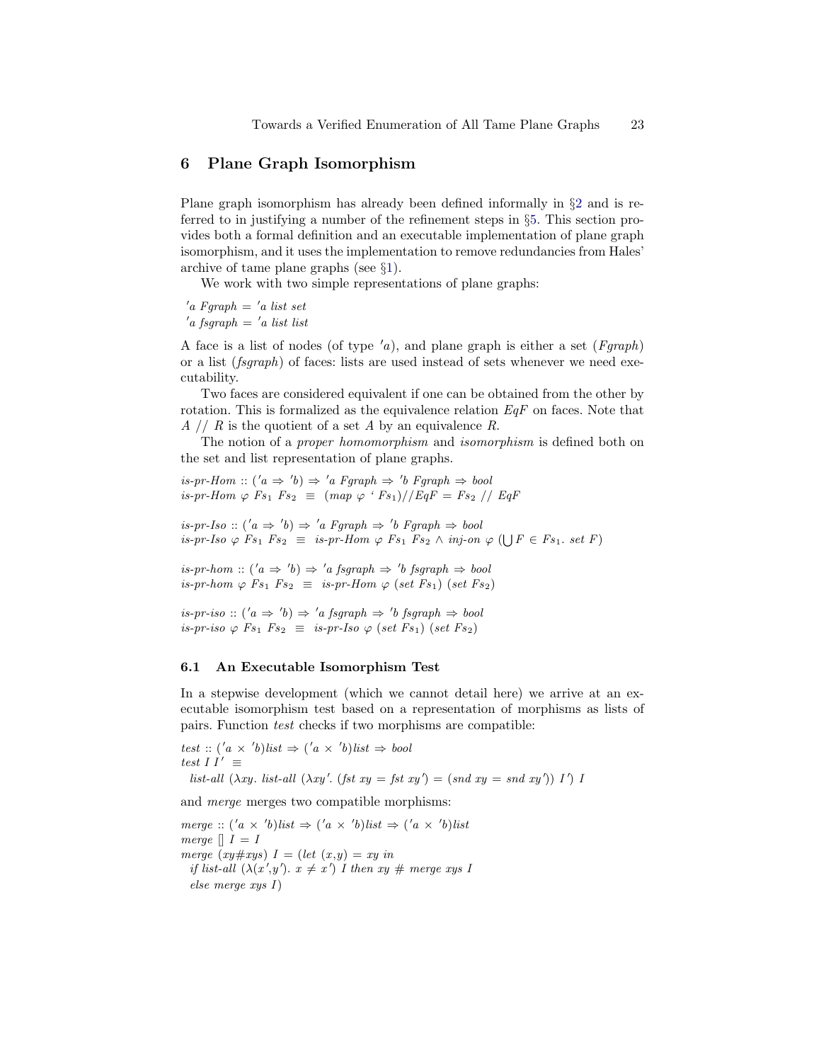## 6 Plane Graph Isomorphism

Plane graph isomorphism has already been defined informally in §2 and is referred to in justifying a number of the refinement steps in §5. This section provides both a formal definition and an executable implementation of plane graph isomorphism, and it uses the implementation to remove redundancies from Hales' archive of tame plane graphs (see §1).

We work with two simple representations of plane graphs:

```
'a Fgraph = 'a list set
'a fsgraph = 'a list list
```

A face is a list of nodes (of type $'a$), and plane graph is either a set (*Fgraph*) or a list (*fsgraph*) of faces: lists are used instead of sets whenever we need executability.

Two faces are considered equivalent if one can be obtained from the other by rotation. This is formalized as the equivalence relation *EqF* on faces. Note that $A$ // $R$ is the quotient of a set $A$ by an equivalence $R$.

The notion of a *proper homomorphism* and *isomorphism* is defined both on the set and list representation of plane graphs.

```
is-pr-Hom :: ('a ⇒ 'b) ⇒ 'a Fgraph ⇒ 'b Fgraph ⇒ bool
is-pr-Hom φ Fs₁ Fs₂ ≡ (map φ ` Fs₁)//EqF = Fs₂ // EqF

is-pr-Iso :: ('a ⇒ 'b) ⇒ 'a Fgraph ⇒ 'b Fgraph ⇒ bool
is-pr-Iso φ Fs₁ Fs₂ ≡ is-pr-Hom φ Fs₁ Fs₂ ∧ inj-on φ (⋃F ∈ Fs₁. set F)

is-pr-hom :: ('a ⇒ 'b) ⇒ 'a fsgraph ⇒ 'b fsgraph ⇒ bool
is-pr-hom φ Fs₁ Fs₂ ≡ is-pr-Hom φ (set Fs₁) (set Fs₂)

is-pr-iso :: ('a ⇒ 'b) ⇒ 'a fsgraph ⇒ 'b fsgraph ⇒ bool
is-pr-iso φ Fs₁ Fs₂ ≡ is-pr-Iso φ (set Fs₁) (set Fs₂)
```

### 6.1 An Executable Isomorphism Test

In a stepwise development (which we cannot detail here) we arrive at an executable isomorphism test based on a representation of morphisms as lists of pairs. Function *test* checks if two morphisms are compatible:

```
test :: ('a × 'b)list ⇒ ('a × 'b)list ⇒ bool
test I I' ≡
  list-all (λxy. list-all (λxy'. (fst xy = fst xy') = (snd xy = snd xy')) I') I
```

and *merge* merges two compatible morphisms:

```
merge :: ('a × 'b)list ⇒ ('a × 'b)list ⇒ ('a × 'b)list
merge [] I = I
merge (xy#xys) I = (let (x,y) = xy in
  if list-all (λ(x',y'). x ≠ x') I then xy # merge xys I
  else merge xys I)
```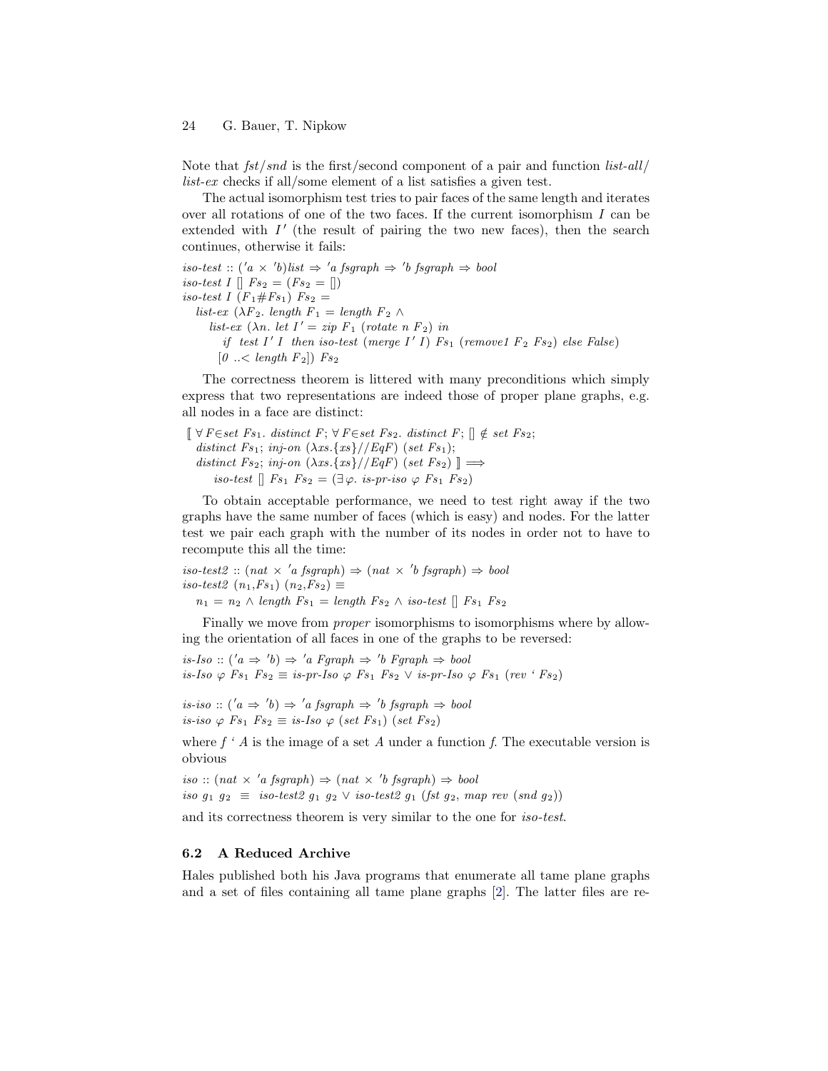Note that *fst*/*snd* is the first/second component of a pair and function *list-all*/*list-ex* checks if all/some element of a list satisfies a given test.

The actual isomorphism test tries to pair faces of the same length and iterates over all rotations of one of the two faces. If the current isomorphism $I$ can be extended with $I'$ (the result of pairing the two new faces), then the search continues, otherwise it fails:

$iso\text{-}test :: ('a \times 'b)list \Rightarrow 'a\ fsgraph \Rightarrow 'b\ fsgraph \Rightarrow bool$
$iso\text{-}test\ I\ []\ Fs_2 = (Fs_2 = [])$
$iso\text{-}test\ I\ (F_1\#Fs_1)\ Fs_2 =$
$\quad list\text{-}ex\ (\lambda F_2.\ length\ F_1 = length\ F_2 \wedge$
$\quad\quad list\text{-}ex\ (\lambda n.\ let\ I' = zip\ F_1\ (rotate\ n\ F_2)\ in$
$\quad\quad\quad if\ \ test\ I'\ I\ \ then\ iso\text{-}test\ (merge\ I'\ I)\ Fs_1\ (remove1\ F_2\ Fs_2)\ else\ False)$
$\quad\quad [0\ ..<\ length\ F_2])\ Fs_2$

The correctness theorem is littered with many preconditions which simply express that two representations are indeed those of proper plane graphs, e.g. all nodes in a face are distinct:

$[\![\ \forall F{\in}set\ Fs_1.\ distinct\ F;\ \forall F{\in}set\ Fs_2.\ distinct\ F;\ [] \notin set\ Fs_2;$
$\quad distinct\ Fs_1;\ inj\text{-}on\ (\lambda xs.\{xs\}//EqF)\ (set\ Fs_1);$
$\quad distinct\ Fs_2;\ inj\text{-}on\ (\lambda xs.\{xs\}//EqF)\ (set\ Fs_2)\ ]\!] \Longrightarrow$
$\quad\quad iso\text{-}test\ []\ Fs_1\ Fs_2 = (\exists \varphi.\ is\text{-}pr\text{-}iso\ \varphi\ Fs_1\ Fs_2)$

To obtain acceptable performance, we need to test right away if the two graphs have the same number of faces (which is easy) and nodes. For the latter test we pair each graph with the number of its nodes in order not to have to recompute this all the time:

$iso\text{-}test2 :: (nat \times 'a\ fsgraph) \Rightarrow (nat \times 'b\ fsgraph) \Rightarrow bool$
$iso\text{-}test2\ (n_1,Fs_1)\ (n_2,Fs_2) \equiv$
$\quad n_1 = n_2 \wedge length\ Fs_1 = length\ Fs_2 \wedge iso\text{-}test\ []\ Fs_1\ Fs_2$

Finally we move from *proper* isomorphisms to isomorphisms where by allowing the orientation of all faces in one of the graphs to be reversed:

$is\text{-}Iso :: ('a \Rightarrow 'b) \Rightarrow 'a\ Fgraph \Rightarrow 'b\ Fgraph \Rightarrow bool$
$is\text{-}Iso\ \varphi\ Fs_1\ Fs_2 \equiv is\text{-}pr\text{-}Iso\ \varphi\ Fs_1\ Fs_2 \vee is\text{-}pr\text{-}Iso\ \varphi\ Fs_1\ (rev\ `\ Fs_2)$

$is\text{-}iso :: ('a \Rightarrow 'b) \Rightarrow 'a\ fsgraph \Rightarrow 'b\ fsgraph \Rightarrow bool$
$is\text{-}iso\ \varphi\ Fs_1\ Fs_2 \equiv is\text{-}Iso\ \varphi\ (set\ Fs_1)\ (set\ Fs_2)$

where $f\ `\ A$ is the image of a set $A$ under a function $f$. The executable version is obvious

$iso :: (nat \times 'a\ fsgraph) \Rightarrow (nat \times 'b\ fsgraph) \Rightarrow bool$
$iso\ g_1\ g_2\ \equiv\ iso\text{-}test2\ g_1\ g_2 \vee iso\text{-}test2\ g_1\ (fst\ g_2,\ map\ rev\ (snd\ g_2))$

and its correctness theorem is very similar to the one for *iso-test*.

### 6.2 A Reduced Archive

Hales published both his Java programs that enumerate all tame plane graphs and a set of files containing all tame plane graphs [2]. The latter files are re-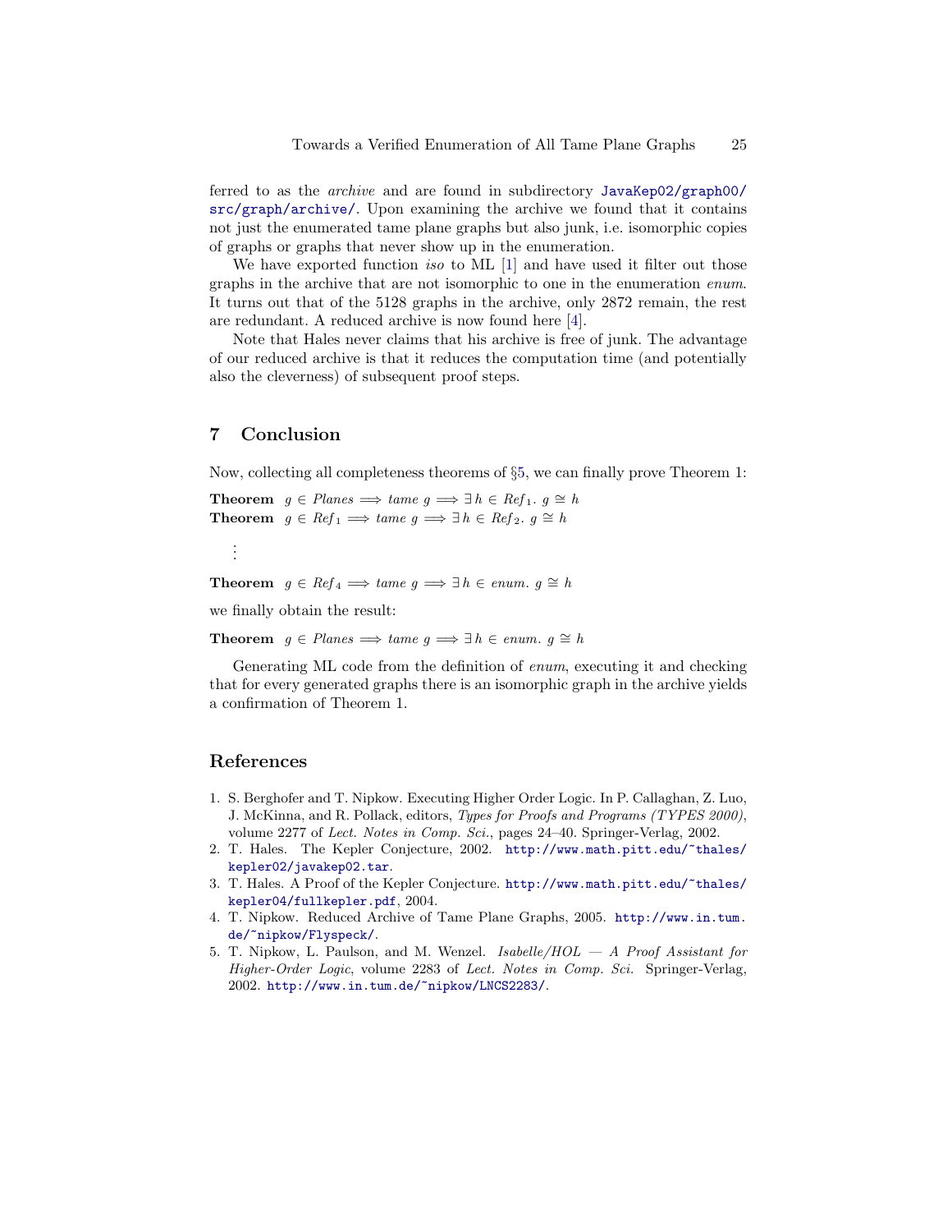ferred to as the *archive* and are found in subdirectory JavaKep02/graph00/src/graph/archive/. Upon examining the archive we found that it contains not just the enumerated tame plane graphs but also junk, i.e. isomorphic copies of graphs or graphs that never show up in the enumeration.

We have exported function *iso* to ML [1] and have used it filter out those graphs in the archive that are not isomorphic to one in the enumeration *enum*. It turns out that of the 5128 graphs in the archive, only 2872 remain, the rest are redundant. A reduced archive is now found here [4].

Note that Hales never claims that his archive is free of junk. The advantage of our reduced archive is that it reduces the computation time (and potentially also the cleverness) of subsequent proof steps.

## 7 Conclusion

Now, collecting all completeness theorems of §5, we can finally prove Theorem 1:

**Theorem** $g \in \mathit{Planes} \Longrightarrow \mathit{tame}\ g \Longrightarrow \exists\, h \in \mathit{Ref}_1.\ g \cong h$
**Theorem** $g \in \mathit{Ref}_1 \Longrightarrow \mathit{tame}\ g \Longrightarrow \exists\, h \in \mathit{Ref}_2.\ g \cong h$

$\vdots$

**Theorem** $g \in \mathit{Ref}_4 \Longrightarrow \mathit{tame}\ g \Longrightarrow \exists\, h \in \mathit{enum}.\ g \cong h$

we finally obtain the result:

**Theorem** $g \in \mathit{Planes} \Longrightarrow \mathit{tame}\ g \Longrightarrow \exists\, h \in \mathit{enum}.\ g \cong h$

Generating ML code from the definition of *enum*, executing it and checking that for every generated graphs there is an isomorphic graph in the archive yields a confirmation of Theorem 1.

## References

1. S. Berghofer and T. Nipkow. Executing Higher Order Logic. In P. Callaghan, Z. Luo, J. McKinna, and R. Pollack, editors, *Types for Proofs and Programs (TYPES 2000)*, volume 2277 of *Lect. Notes in Comp. Sci.*, pages 24–40. Springer-Verlag, 2002.
2. T. Hales. The Kepler Conjecture, 2002. http://www.math.pitt.edu/~thales/kepler02/javakep02.tar.
3. T. Hales. A Proof of the Kepler Conjecture. http://www.math.pitt.edu/~thales/kepler04/fullkepler.pdf, 2004.
4. T. Nipkow. Reduced Archive of Tame Plane Graphs, 2005. http://www.in.tum.de/~nipkow/Flyspeck/.
5. T. Nipkow, L. Paulson, and M. Wenzel. *Isabelle/HOL — A Proof Assistant for Higher-Order Logic*, volume 2283 of *Lect. Notes in Comp. Sci.* Springer-Verlag, 2002. http://www.in.tum.de/~nipkow/LNCS2283/.